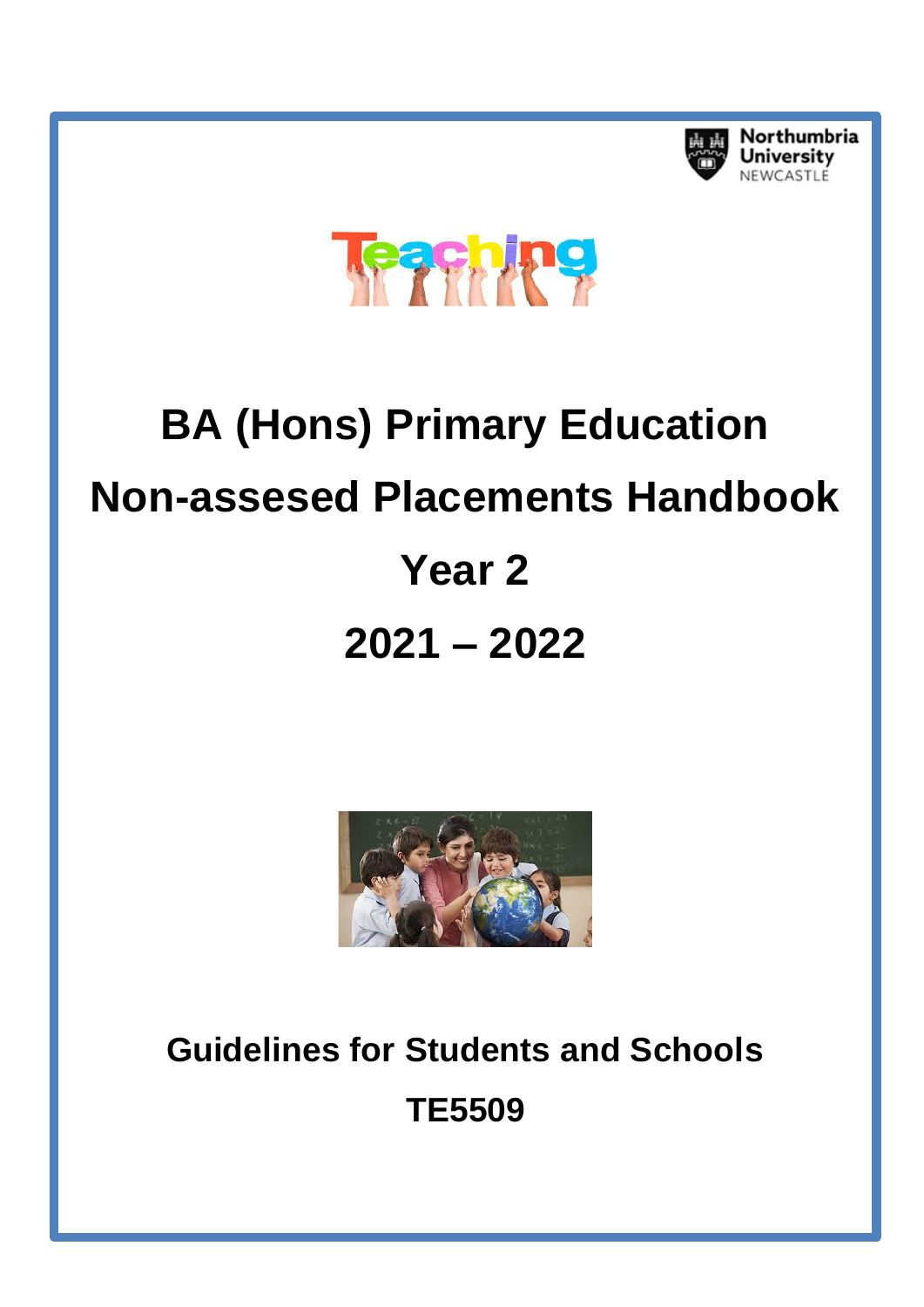Northumbria University NEWCASTLE

# BA (Hons) Primary Education

# Non-assesed Placements Handbook

# Year 2

# 2021 – 2022

**Guidelines for Students and Schools**

**TE5509**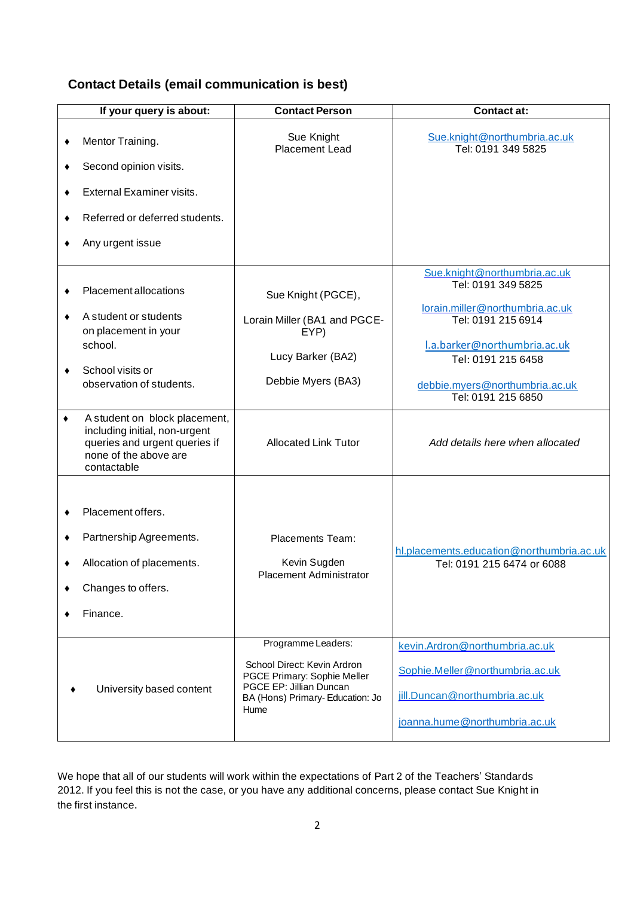## Contact Details (email communication is best)

| If your query is about: | Contact Person | Contact at: |
|---|---|---|
| ♦ Mentor Training.<br>♦ Second opinion visits.<br>♦ External Examiner visits.<br>♦ Referred or deferred students.<br>♦ Any urgent issue | Sue Knight<br>Placement Lead | Sue.knight@northumbria.ac.uk<br>Tel: 0191 349 5825 |
| ♦ Placement allocations<br>♦ A student or students on placement in your school.<br>♦ School visits or observation of students. | Sue Knight (PGCE),<br>Lorain Miller (BA1 and PGCE-EYP)<br>Lucy Barker (BA2)<br>Debbie Myers (BA3) | Sue.knight@northumbria.ac.uk<br>Tel: 0191 349 5825<br>lorain.miller@northumbria.ac.uk<br>Tel: 0191 215 6914<br>l.a.barker@northumbria.ac.uk<br>Tel: 0191 215 6458<br>debbie.myers@northumbria.ac.uk<br>Tel: 0191 215 6850 |
| ♦ A student on block placement, including initial, non-urgent queries and urgent queries if none of the above are contactable | Allocated Link Tutor | *Add details here when allocated* |
| ♦ Placement offers.<br>♦ Partnership Agreements.<br>♦ Allocation of placements.<br>♦ Changes to offers.<br>♦ Finance. | Placements Team:<br>Kevin Sugden<br>Placement Administrator | hl.placements.education@northumbria.ac.uk<br>Tel: 0191 215 6474 or 6088 |
| ♦ University based content | Programme Leaders:<br>School Direct: Kevin Ardron<br>PGCE Primary: Sophie Meller<br>PGCE EP: Jillian Duncan<br>BA (Hons) Primary- Education: Jo Hume | kevin.Ardron@northumbria.ac.uk<br>Sophie.Meller@northumbria.ac.uk<br>jill.Duncan@northumbria.ac.uk<br>joanna.hume@northumbria.ac.uk |

We hope that all of our students will work within the expectations of Part 2 of the Teachers' Standards 2012. If you feel this is not the case, or you have any additional concerns, please contact Sue Knight in the first instance.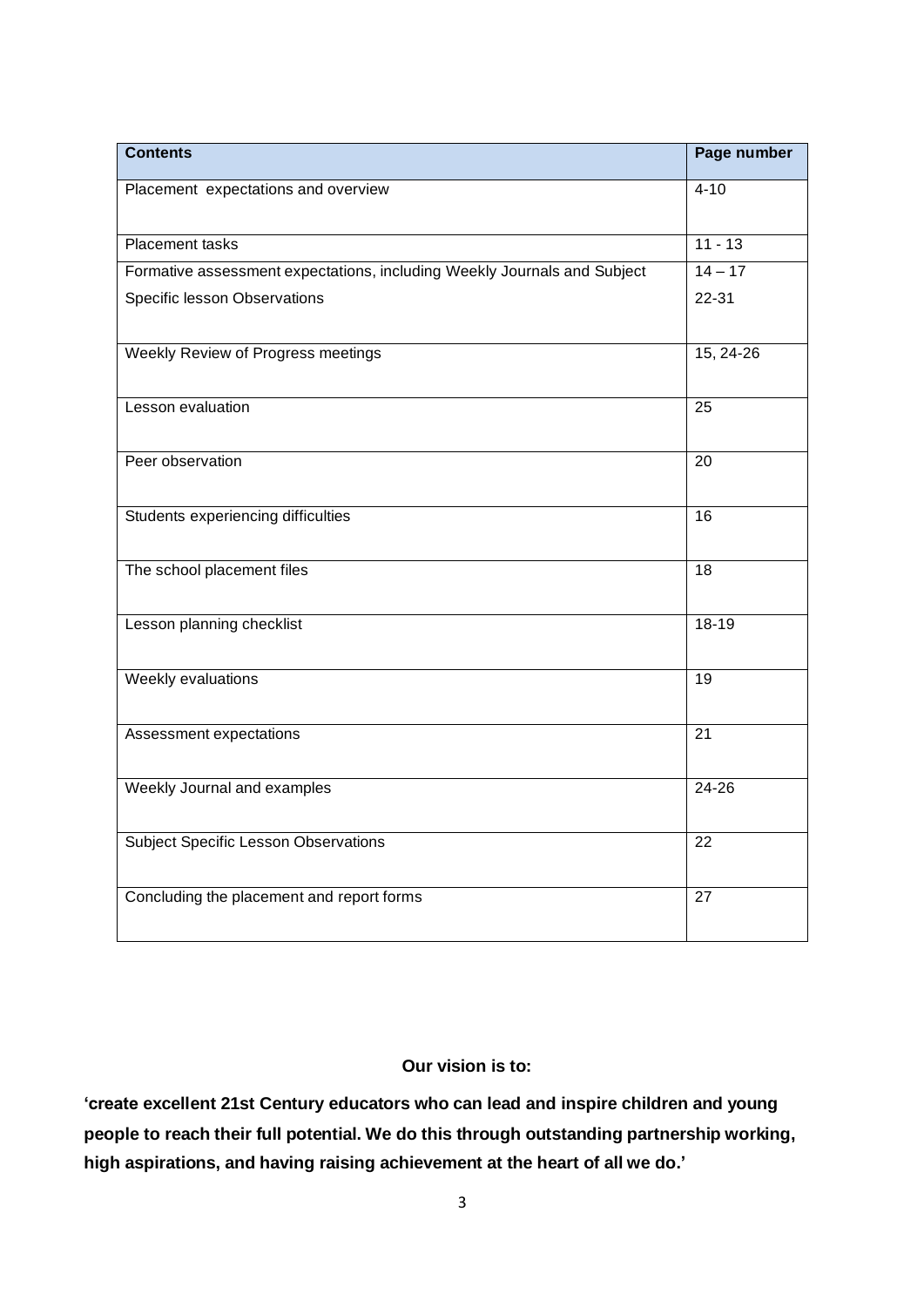| Contents | Page number |
|---|---|
| Placement expectations and overview | 4-10 |
| Placement tasks | 11 - 13 |
| Formative assessment expectations, including Weekly Journals and Subject Specific lesson Observations | 14 – 17<br>22-31 |
| Weekly Review of Progress meetings | 15, 24-26 |
| Lesson evaluation | 25 |
| Peer observation | 20 |
| Students experiencing difficulties | 16 |
| The school placement files | 18 |
| Lesson planning checklist | 18-19 |
| Weekly evaluations | 19 |
| Assessment expectations | 21 |
| Weekly Journal and examples | 24-26 |
| Subject Specific Lesson Observations | 22 |
| Concluding the placement and report forms | 27 |

**Our vision is to:**

**'create excellent 21st Century educators who can lead and inspire children and young people to reach their full potential. We do this through outstanding partnership working, high aspirations, and having raising achievement at the heart of all we do.'**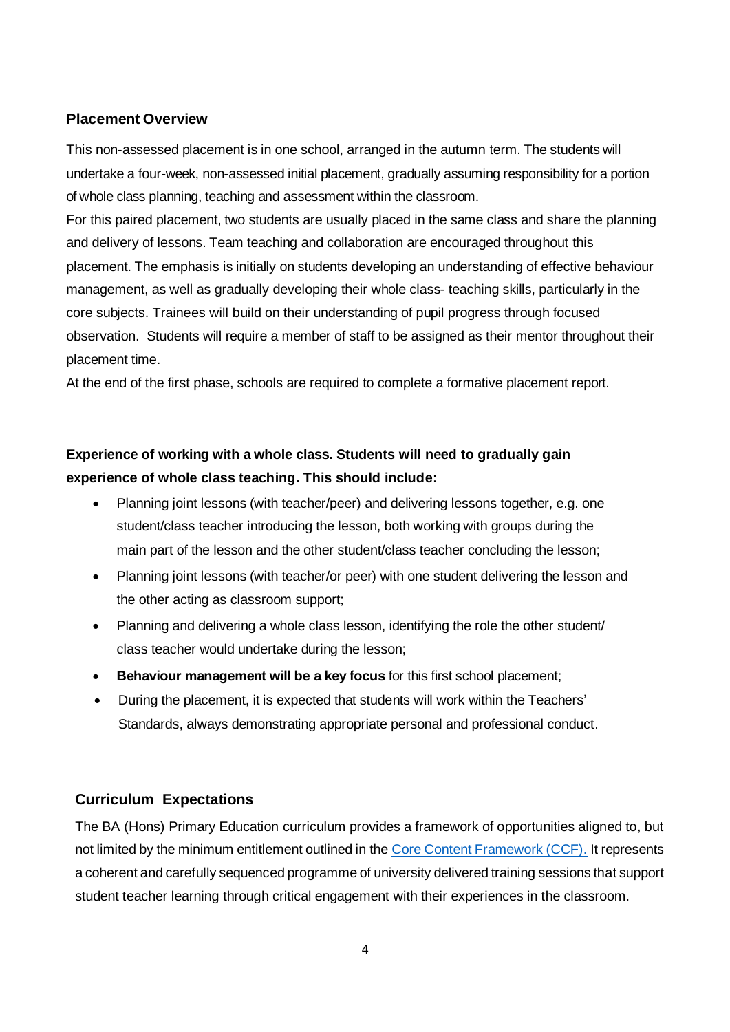## Placement Overview

This non-assessed placement is in one school, arranged in the autumn term. The students will undertake a four-week, non-assessed initial placement, gradually assuming responsibility for a portion of whole class planning, teaching and assessment within the classroom.

For this paired placement, two students are usually placed in the same class and share the planning and delivery of lessons. Team teaching and collaboration are encouraged throughout this placement. The emphasis is initially on students developing an understanding of effective behaviour management, as well as gradually developing their whole class- teaching skills, particularly in the core subjects. Trainees will build on their understanding of pupil progress through focused observation. Students will require a member of staff to be assigned as their mentor throughout their placement time.

At the end of the first phase, schools are required to complete a formative placement report.

**Experience of working with a whole class. Students will need to gradually gain experience of whole class teaching. This should include:**

- Planning joint lessons (with teacher/peer) and delivering lessons together, e.g. one student/class teacher introducing the lesson, both working with groups during the main part of the lesson and the other student/class teacher concluding the lesson;
- Planning joint lessons (with teacher/or peer) with one student delivering the lesson and the other acting as classroom support;
- Planning and delivering a whole class lesson, identifying the role the other student/ class teacher would undertake during the lesson;
- **Behaviour management will be a key focus** for this first school placement;
- During the placement, it is expected that students will work within the Teachers' Standards, always demonstrating appropriate personal and professional conduct.

## Curriculum Expectations

The BA (Hons) Primary Education curriculum provides a framework of opportunities aligned to, but not limited by the minimum entitlement outlined in the Core Content Framework (CCF). It represents a coherent and carefully sequenced programme of university delivered training sessions that support student teacher learning through critical engagement with their experiences in the classroom.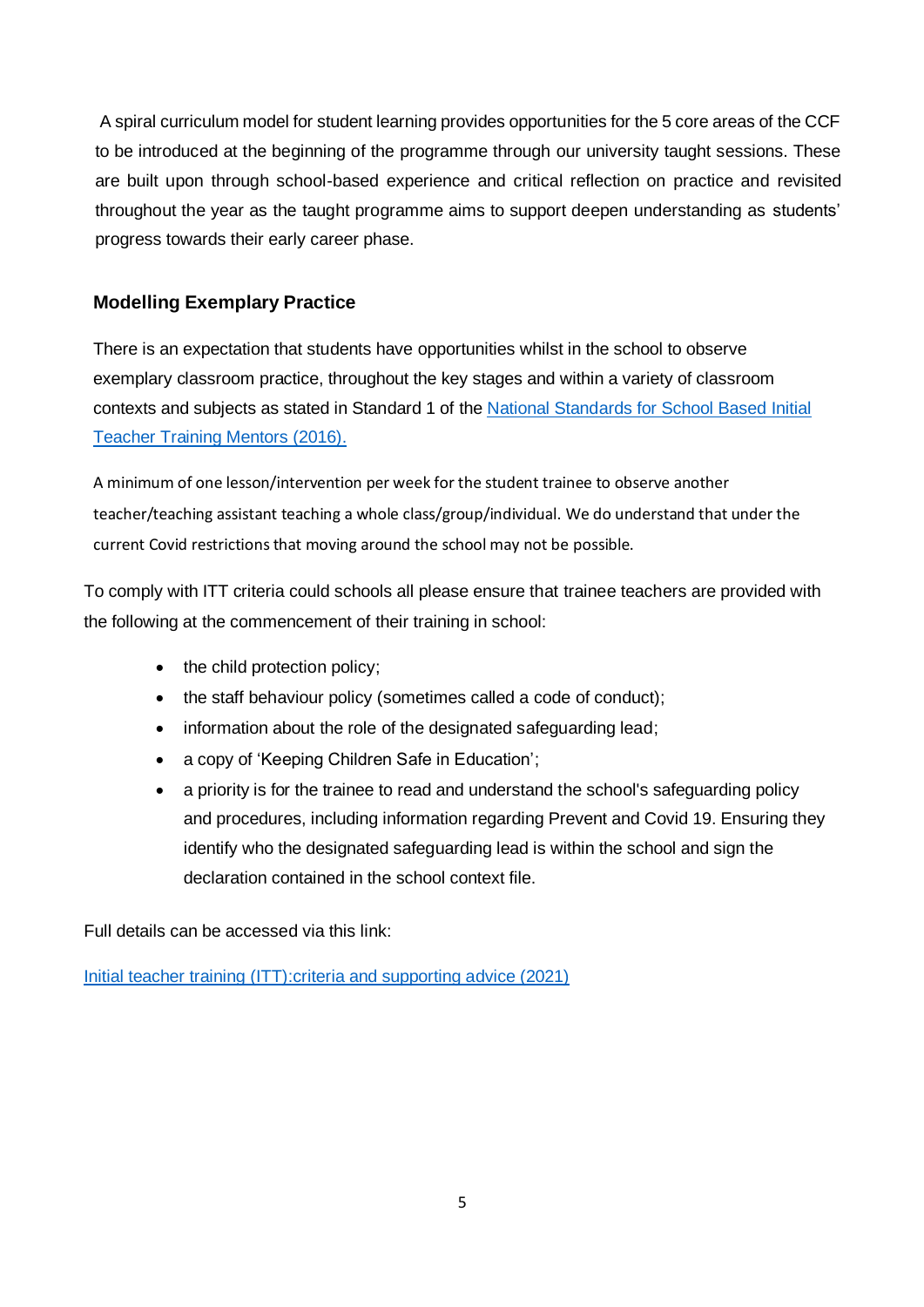A spiral curriculum model for student learning provides opportunities for the 5 core areas of the CCF to be introduced at the beginning of the programme through our university taught sessions. These are built upon through school-based experience and critical reflection on practice and revisited throughout the year as the taught programme aims to support deepen understanding as students' progress towards their early career phase.

## Modelling Exemplary Practice

There is an expectation that students have opportunities whilst in the school to observe exemplary classroom practice, throughout the key stages and within a variety of classroom contexts and subjects as stated in Standard 1 of the [National Standards for School Based Initial Teacher Training Mentors (2016).]()

A minimum of one lesson/intervention per week for the student trainee to observe another teacher/teaching assistant teaching a whole class/group/individual. We do understand that under the current Covid restrictions that moving around the school may not be possible.

To comply with ITT criteria could schools all please ensure that trainee teachers are provided with the following at the commencement of their training in school:

- the child protection policy;
- the staff behaviour policy (sometimes called a code of conduct);
- information about the role of the designated safeguarding lead;
- a copy of 'Keeping Children Safe in Education';
- a priority is for the trainee to read and understand the school's safeguarding policy and procedures, including information regarding Prevent and Covid 19. Ensuring they identify who the designated safeguarding lead is within the school and sign the declaration contained in the school context file.

Full details can be accessed via this link:

[Initial teacher training (ITT):criteria and supporting advice (2021)]()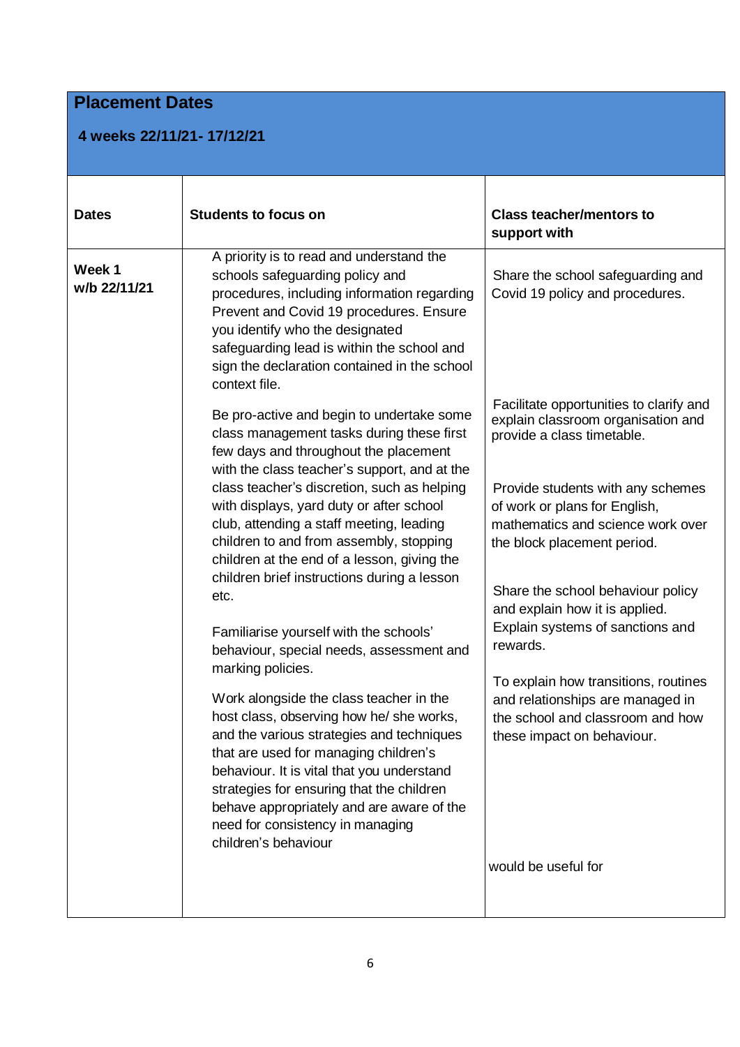## Placement Dates

**4 weeks 22/11/21- 17/12/21**

| Dates | Students to focus on | Class teacher/mentors to support with |
|---|---|---|
| **Week 1 w/b 22/11/21** | A priority is to read and understand the schools safeguarding policy and procedures, including information regarding Prevent and Covid 19 procedures. Ensure you identify who the designated safeguarding lead is within the school and sign the declaration contained in the school context file.<br><br>Be pro-active and begin to undertake some class management tasks during these first few days and throughout the placement with the class teacher's support, and at the class teacher's discretion, such as helping with displays, yard duty or after school club, attending a staff meeting, leading children to and from assembly, stopping children at the end of a lesson, giving the children brief instructions during a lesson etc.<br><br>Familiarise yourself with the schools' behaviour, special needs, assessment and marking policies.<br><br>Work alongside the class teacher in the host class, observing how he/ she works, and the various strategies and techniques that are used for managing children's behaviour. It is vital that you understand strategies for ensuring that the children behave appropriately and are aware of the need for consistency in managing children's behaviour | Share the school safeguarding and Covid 19 policy and procedures.<br><br>Facilitate opportunities to clarify and explain classroom organisation and provide a class timetable.<br><br>Provide students with any schemes of work or plans for English, mathematics and science work over the block placement period.<br><br>Share the school behaviour policy and explain how it is applied. Explain systems of sanctions and rewards.<br><br>To explain how transitions, routines and relationships are managed in the school and classroom and how these impact on behaviour.<br><br>would be useful for |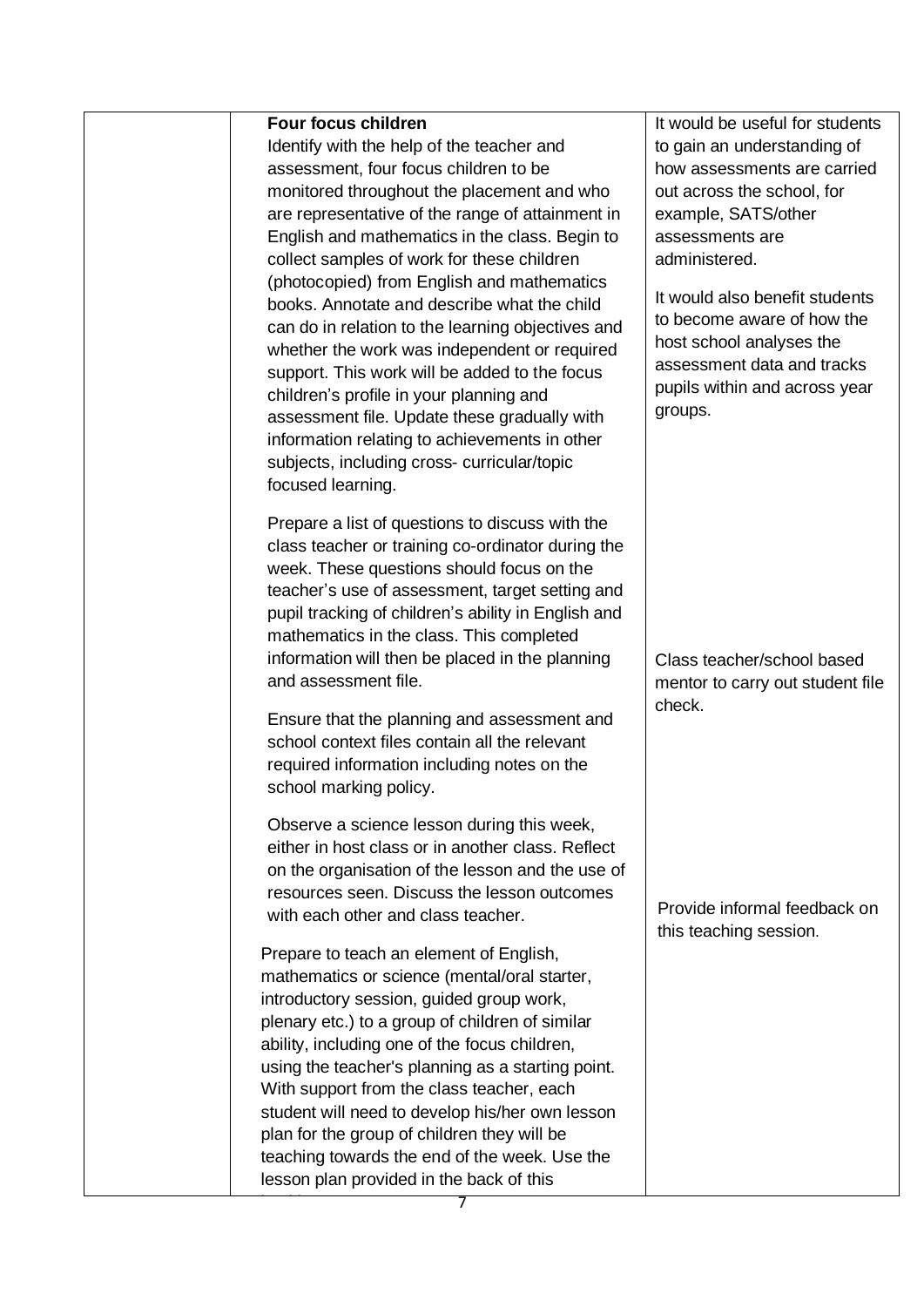| | | |
|---|---|---|
| | **Four focus children**<br>Identify with the help of the teacher and assessment, four focus children to be monitored throughout the placement and who are representative of the range of attainment in English and mathematics in the class. Begin to collect samples of work for these children (photocopied) from English and mathematics books. Annotate and describe what the child can do in relation to the learning objectives and whether the work was independent or required support. This work will be added to the focus children's profile in your planning and assessment file. Update these gradually with information relating to achievements in other subjects, including cross- curricular/topic focused learning. | It would be useful for students to gain an understanding of how assessments are carried out across the school, for example, SATS/other assessments are administered.<br><br>It would also benefit students to become aware of how the host school analyses the assessment data and tracks pupils within and across year groups. |
| | Prepare a list of questions to discuss with the class teacher or training co-ordinator during the week. These questions should focus on the teacher's use of assessment, target setting and pupil tracking of children's ability in English and mathematics in the class. This completed information will then be placed in the planning and assessment file. | Class teacher/school based mentor to carry out student file check. |
| | Ensure that the planning and assessment and school context files contain all the relevant required information including notes on the school marking policy. | |
| | Observe a science lesson during this week, either in host class or in another class. Reflect on the organisation of the lesson and the use of resources seen. Discuss the lesson outcomes with each other and class teacher. | Provide informal feedback on this teaching session. |
| | Prepare to teach an element of English, mathematics or science (mental/oral starter, introductory session, guided group work, plenary etc.) to a group of children of similar ability, including one of the focus children, using the teacher's planning as a starting point. With support from the class teacher, each student will need to develop his/her own lesson plan for the group of children they will be teaching towards the end of the week. Use the lesson plan provided in the back of this | |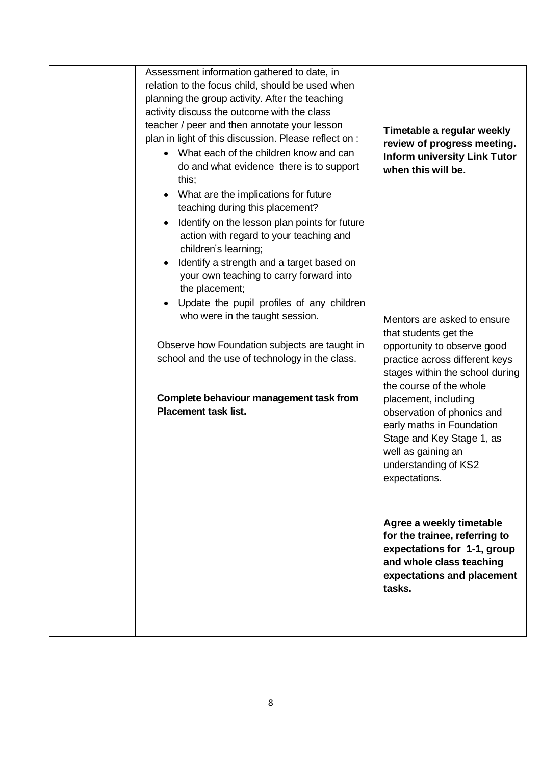|  | Assessment information gathered to date, in relation to the focus child, should be used when planning the group activity. After the teaching activity discuss the outcome with the class teacher / peer and then annotate your lesson plan in light of this discussion. Please reflect on :<br>• What each of the children know and can do and what evidence there is to support this;<br>• What are the implications for future teaching during this placement?<br>• Identify on the lesson plan points for future action with regard to your teaching and children's learning;<br>• Identify a strength and a target based on your own teaching to carry forward into the placement;<br>• Update the pupil profiles of any children who were in the taught session.<br><br>Observe how Foundation subjects are taught in school and the use of technology in the class.<br><br>**Complete behaviour management task from Placement task list.** | **Timetable a regular weekly review of progress meeting. Inform university Link Tutor when this will be.**<br><br>Mentors are asked to ensure that students get the opportunity to observe good practice across different keys stages within the school during the course of the whole placement, including observation of phonics and early maths in Foundation Stage and Key Stage 1, as well as gaining an understanding of KS2 expectations.<br><br>**Agree a weekly timetable for the trainee, referring to expectations for 1-1, group and whole class teaching expectations and placement tasks.** |
|---|---|---|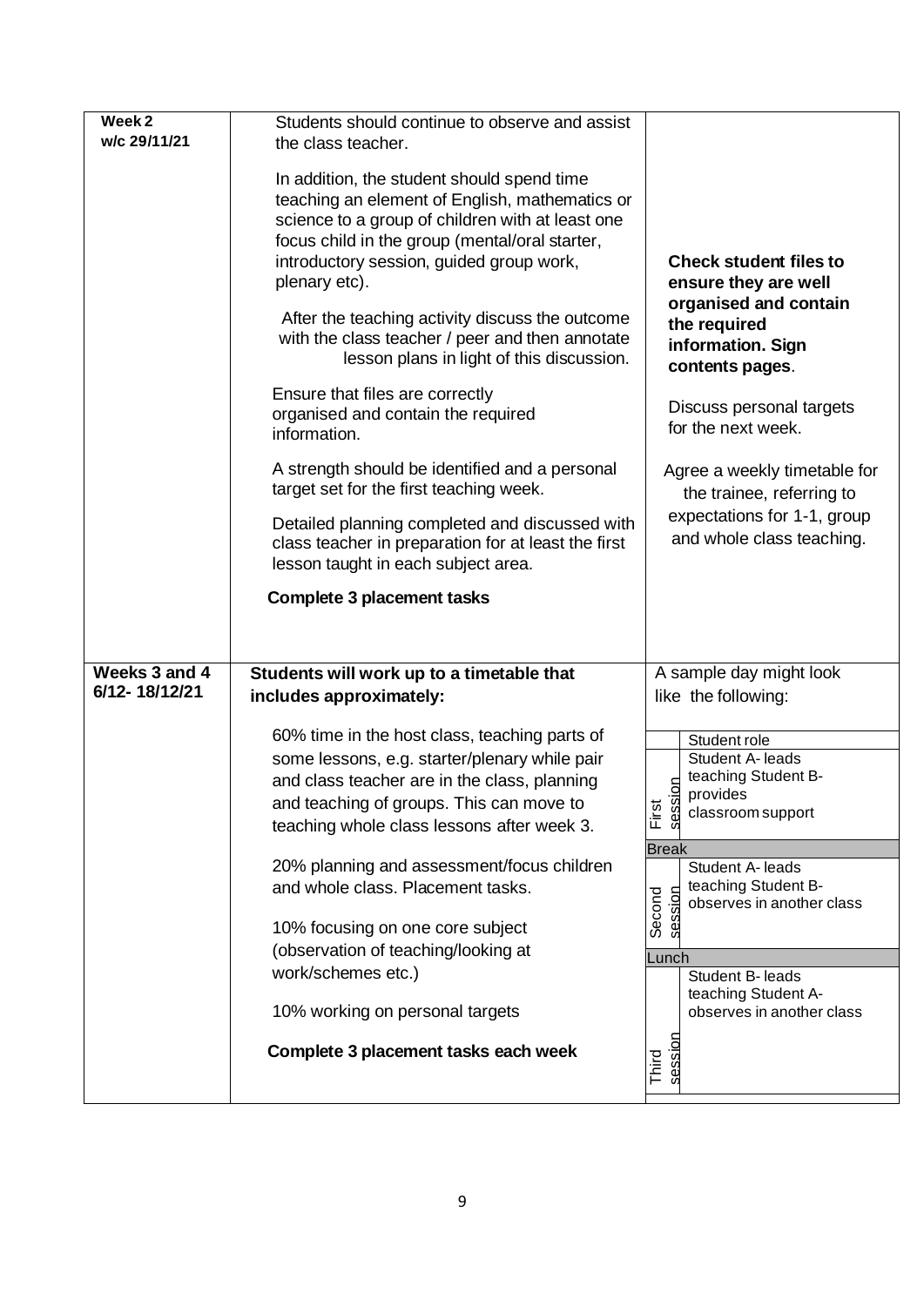| Week 2<br>w/c 29/11/21 | Students should continue to observe and assist the class teacher.<br><br>In addition, the student should spend time teaching an element of English, mathematics or science to a group of children with at least one focus child in the group (mental/oral starter, introductory session, guided group work, plenary etc).<br><br>After the teaching activity discuss the outcome with the class teacher / peer and then annotate lesson plans in light of this discussion.<br><br>Ensure that files are correctly organised and contain the required information.<br><br>A strength should be identified and a personal target set for the first teaching week.<br><br>Detailed planning completed and discussed with class teacher in preparation for at least the first lesson taught in each subject area.<br><br>**Complete 3 placement tasks** | **Check student files to ensure they are well organised and contain the required information. Sign contents pages**.<br><br>Discuss personal targets for the next week.<br><br>Agree a weekly timetable for the trainee, referring to expectations for 1-1, group and whole class teaching. |
|---|---|---|
| **Weeks 3 and 4<br>6/12- 18/12/21** | **Students will work up to a timetable that includes approximately:**<br><br>60% time in the host class, teaching parts of some lessons, e.g. starter/plenary while pair and class teacher are in the class, planning and teaching of groups. This can move to teaching whole class lessons after week 3.<br><br>20% planning and assessment/focus children and whole class. Placement tasks.<br><br>10% focusing on one core subject (observation of teaching/looking at work/schemes etc.)<br><br>10% working on personal targets<br><br>**Complete 3 placement tasks each week** | A sample day might look like the following:<br><br>\| \| Student role \|<br>\|---\|---\|<br>\| First session \| Student A- leads teaching Student B- provides classroom support \|<br>\| Break \| \|<br>\| Second session \| Student A- leads teaching Student B- observes in another class \|<br>\| Lunch \| \|<br>\| Third session \| Student B- leads teaching Student A- observes in another class \| |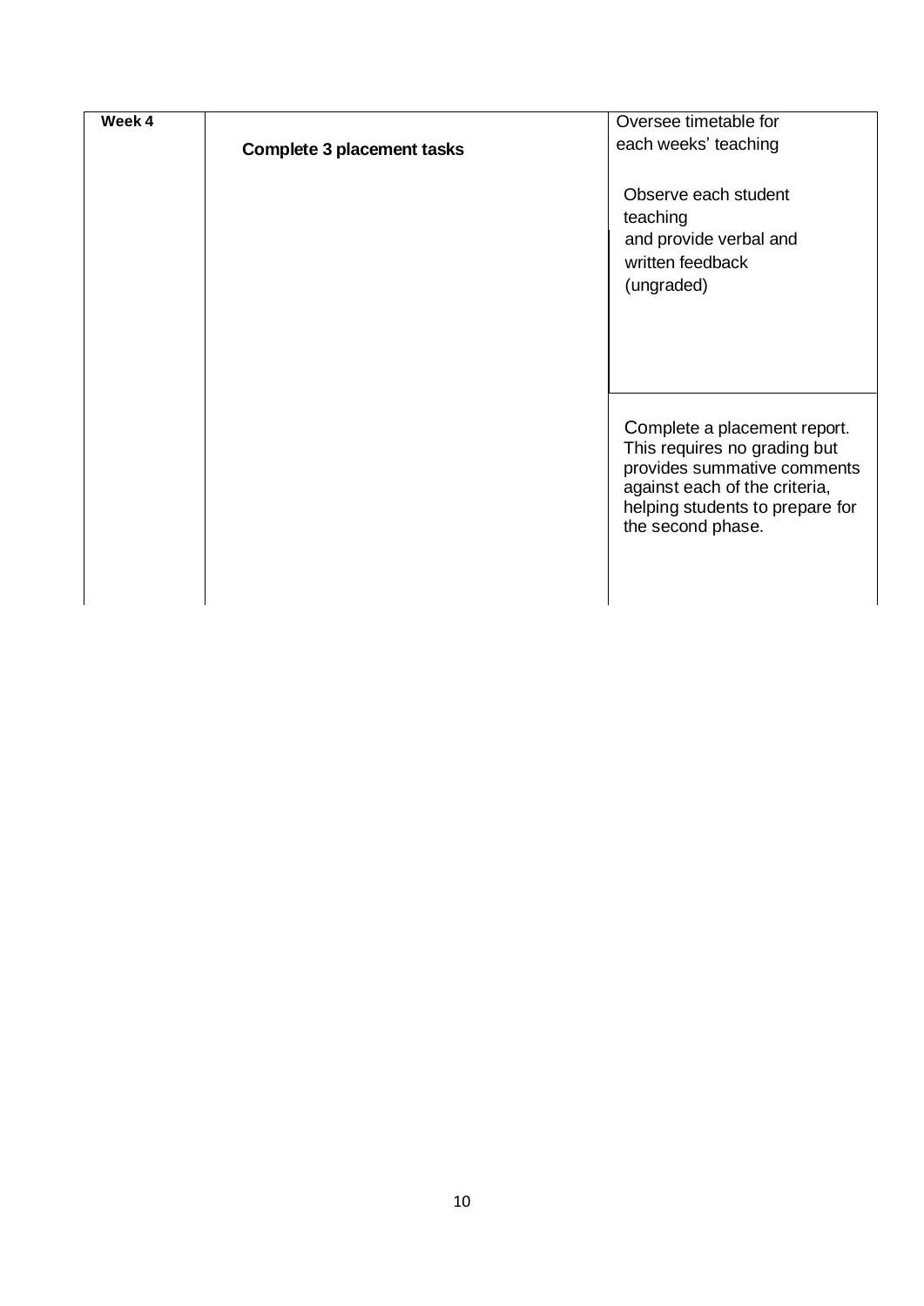| Week 4 | **Complete 3 placement tasks** | Oversee timetable for each weeks' teaching<br><br>Observe each student teaching and provide verbal and written feedback (ungraded) |
|---|---|---|
| | | Complete a placement report. This requires no grading but provides summative comments against each of the criteria, helping students to prepare for the second phase. |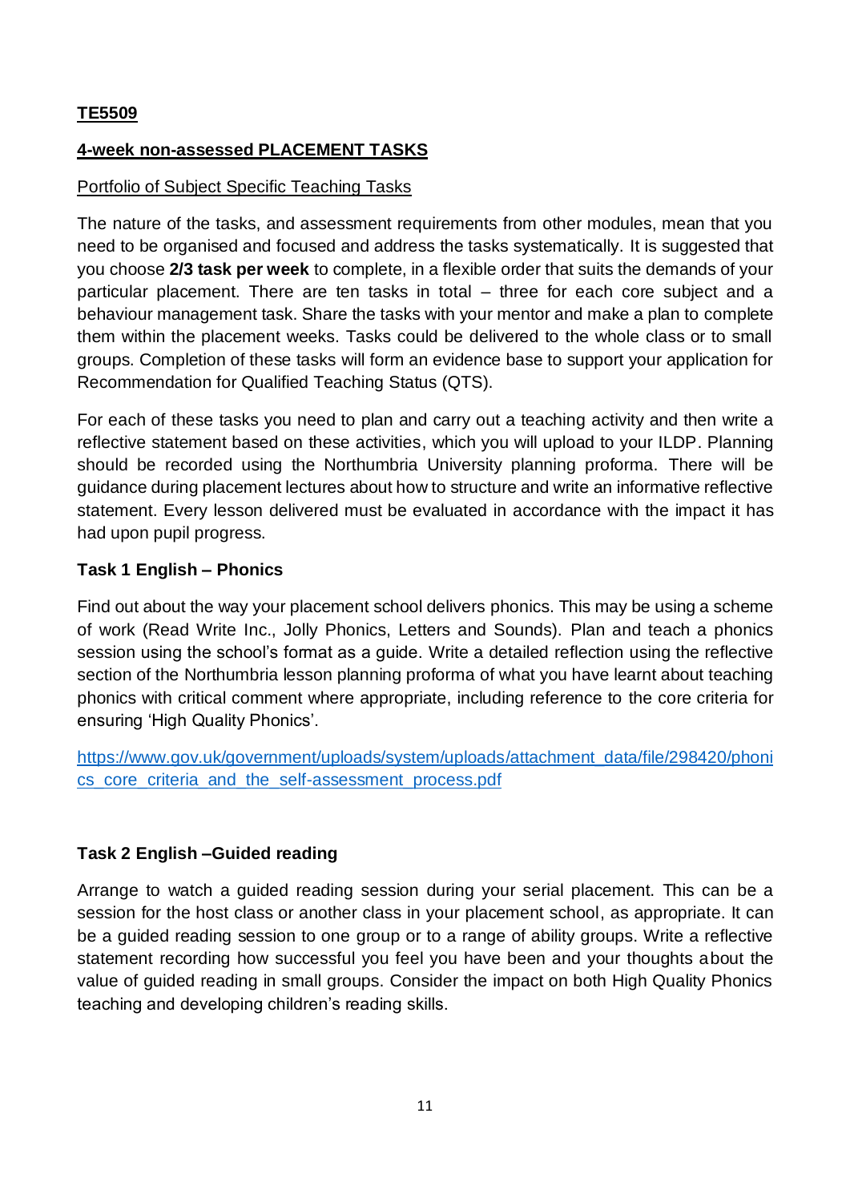**TE5509**

**4-week non-assessed PLACEMENT TASKS**

Portfolio of Subject Specific Teaching Tasks

The nature of the tasks, and assessment requirements from other modules, mean that you need to be organised and focused and address the tasks systematically. It is suggested that you choose **2/3 task per week** to complete, in a flexible order that suits the demands of your particular placement. There are ten tasks in total – three for each core subject and a behaviour management task. Share the tasks with your mentor and make a plan to complete them within the placement weeks. Tasks could be delivered to the whole class or to small groups. Completion of these tasks will form an evidence base to support your application for Recommendation for Qualified Teaching Status (QTS).

For each of these tasks you need to plan and carry out a teaching activity and then write a reflective statement based on these activities, which you will upload to your ILDP. Planning should be recorded using the Northumbria University planning proforma. There will be guidance during placement lectures about how to structure and write an informative reflective statement. Every lesson delivered must be evaluated in accordance with the impact it has had upon pupil progress.

**Task 1 English – Phonics**

Find out about the way your placement school delivers phonics. This may be using a scheme of work (Read Write Inc., Jolly Phonics, Letters and Sounds). Plan and teach a phonics session using the school's format as a guide. Write a detailed reflection using the reflective section of the Northumbria lesson planning proforma of what you have learnt about teaching phonics with critical comment where appropriate, including reference to the core criteria for ensuring 'High Quality Phonics'.

https://www.gov.uk/government/uploads/system/uploads/attachment_data/file/298420/phonics_core_criteria_and_the_self-assessment_process.pdf

**Task 2 English –Guided reading**

Arrange to watch a guided reading session during your serial placement. This can be a session for the host class or another class in your placement school, as appropriate. It can be a guided reading session to one group or to a range of ability groups. Write a reflective statement recording how successful you feel you have been and your thoughts about the value of guided reading in small groups. Consider the impact on both High Quality Phonics teaching and developing children's reading skills.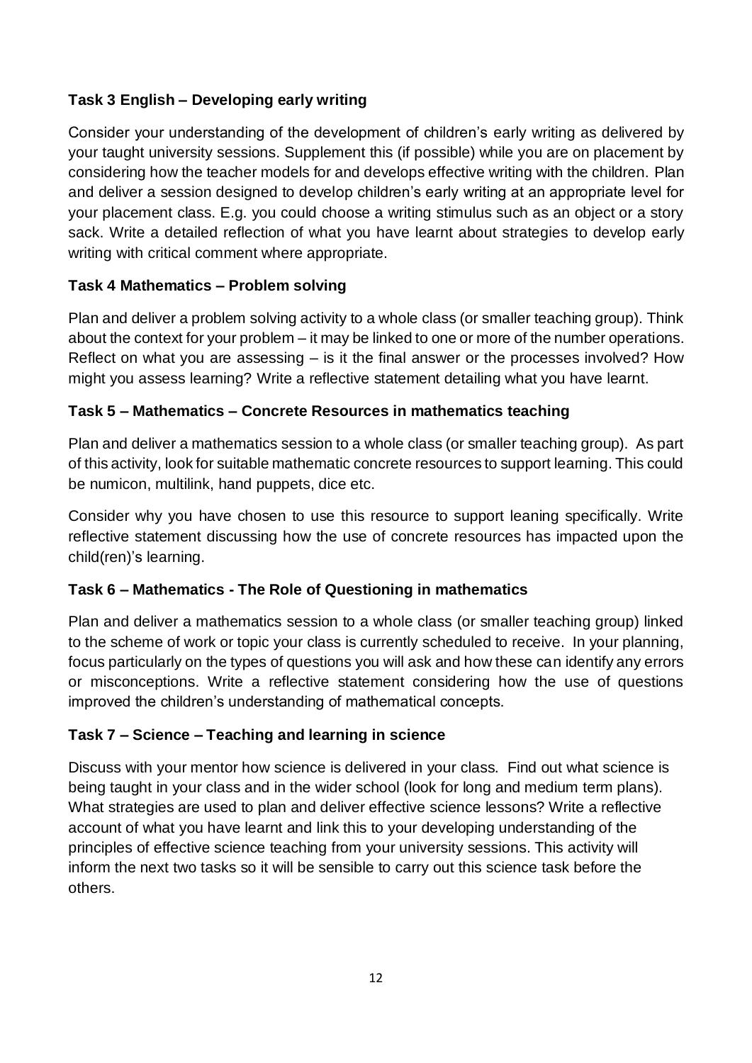**Task 3 English – Developing early writing**

Consider your understanding of the development of children's early writing as delivered by your taught university sessions. Supplement this (if possible) while you are on placement by considering how the teacher models for and develops effective writing with the children. Plan and deliver a session designed to develop children's early writing at an appropriate level for your placement class. E.g. you could choose a writing stimulus such as an object or a story sack. Write a detailed reflection of what you have learnt about strategies to develop early writing with critical comment where appropriate.

**Task 4 Mathematics – Problem solving**

Plan and deliver a problem solving activity to a whole class (or smaller teaching group). Think about the context for your problem – it may be linked to one or more of the number operations. Reflect on what you are assessing – is it the final answer or the processes involved? How might you assess learning? Write a reflective statement detailing what you have learnt.

**Task 5 – Mathematics – Concrete Resources in mathematics teaching**

Plan and deliver a mathematics session to a whole class (or smaller teaching group). As part of this activity, look for suitable mathematic concrete resources to support learning. This could be numicon, multilink, hand puppets, dice etc.

Consider why you have chosen to use this resource to support leaning specifically. Write reflective statement discussing how the use of concrete resources has impacted upon the child(ren)'s learning.

**Task 6 – Mathematics - The Role of Questioning in mathematics**

Plan and deliver a mathematics session to a whole class (or smaller teaching group) linked to the scheme of work or topic your class is currently scheduled to receive. In your planning, focus particularly on the types of questions you will ask and how these can identify any errors or misconceptions. Write a reflective statement considering how the use of questions improved the children's understanding of mathematical concepts.

**Task 7 – Science – Teaching and learning in science**

Discuss with your mentor how science is delivered in your class. Find out what science is being taught in your class and in the wider school (look for long and medium term plans). What strategies are used to plan and deliver effective science lessons? Write a reflective account of what you have learnt and link this to your developing understanding of the principles of effective science teaching from your university sessions. This activity will inform the next two tasks so it will be sensible to carry out this science task before the others.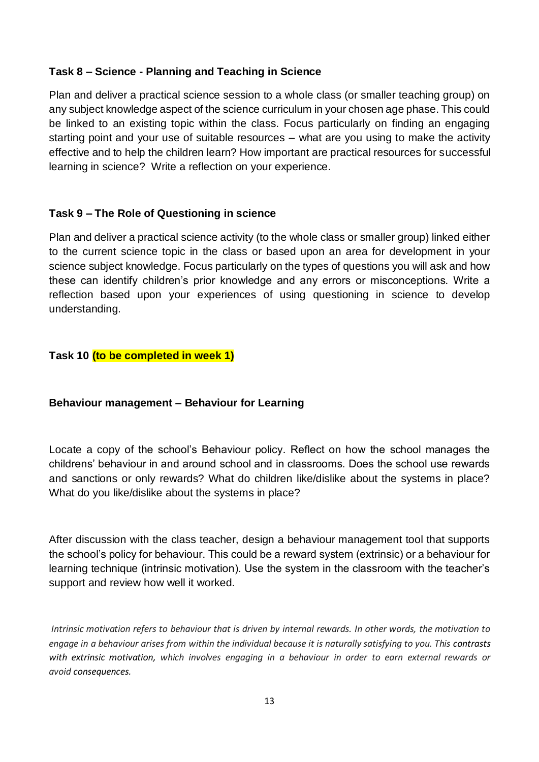**Task 8 – Science - Planning and Teaching in Science**

Plan and deliver a practical science session to a whole class (or smaller teaching group) on any subject knowledge aspect of the science curriculum in your chosen age phase. This could be linked to an existing topic within the class. Focus particularly on finding an engaging starting point and your use of suitable resources – what are you using to make the activity effective and to help the children learn? How important are practical resources for successful learning in science? Write a reflection on your experience.

**Task 9 – The Role of Questioning in science**

Plan and deliver a practical science activity (to the whole class or smaller group) linked either to the current science topic in the class or based upon an area for development in your science subject knowledge. Focus particularly on the types of questions you will ask and how these can identify children's prior knowledge and any errors or misconceptions. Write a reflection based upon your experiences of using questioning in science to develop understanding.

**Task 10 (to be completed in week 1)**

**Behaviour management – Behaviour for Learning**

Locate a copy of the school's Behaviour policy. Reflect on how the school manages the childrens' behaviour in and around school and in classrooms. Does the school use rewards and sanctions or only rewards? What do children like/dislike about the systems in place? What do you like/dislike about the systems in place?

After discussion with the class teacher, design a behaviour management tool that supports the school's policy for behaviour. This could be a reward system (extrinsic) or a behaviour for learning technique (intrinsic motivation). Use the system in the classroom with the teacher's support and review how well it worked.

*Intrinsic motivation refers to behaviour that is driven by internal rewards. In other words, the motivation to engage in a behaviour arises from within the individual because it is naturally satisfying to you. This contrasts with extrinsic motivation, which involves engaging in a behaviour in order to earn external rewards or avoid consequences.*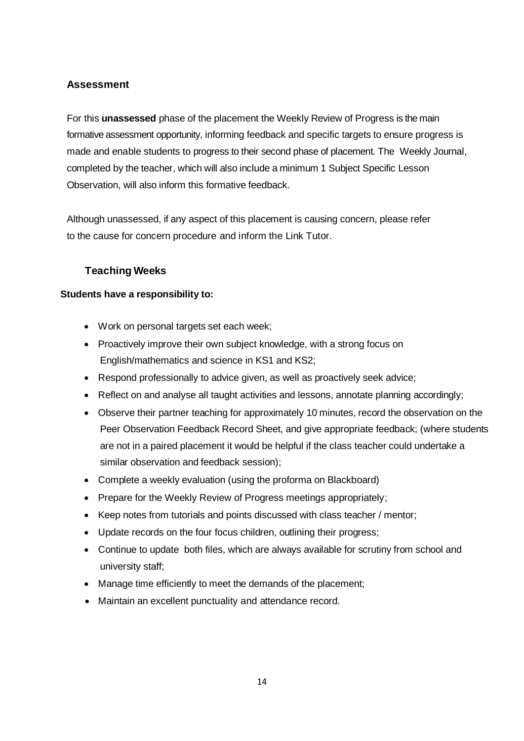## Assessment

For this **unassessed** phase of the placement the Weekly Review of Progress is the main formative assessment opportunity, informing feedback and specific targets to ensure progress is made and enable students to progress to their second phase of placement. The Weekly Journal, completed by the teacher, which will also include a minimum 1 Subject Specific Lesson Observation, will also inform this formative feedback.

Although unassessed, if any aspect of this placement is causing concern, please refer to the cause for concern procedure and inform the Link Tutor.

### Teaching Weeks

**Students have a responsibility to:**

- Work on personal targets set each week;
- Proactively improve their own subject knowledge, with a strong focus on English/mathematics and science in KS1 and KS2;
- Respond professionally to advice given, as well as proactively seek advice;
- Reflect on and analyse all taught activities and lessons, annotate planning accordingly;
- Observe their partner teaching for approximately 10 minutes, record the observation on the Peer Observation Feedback Record Sheet, and give appropriate feedback; (where students are not in a paired placement it would be helpful if the class teacher could undertake a similar observation and feedback session);
- Complete a weekly evaluation (using the proforma on Blackboard)
- Prepare for the Weekly Review of Progress meetings appropriately;
- Keep notes from tutorials and points discussed with class teacher / mentor;
- Update records on the four focus children, outlining their progress;
- Continue to update both files, which are always available for scrutiny from school and university staff;
- Manage time efficiently to meet the demands of the placement;
- Maintain an excellent punctuality and attendance record.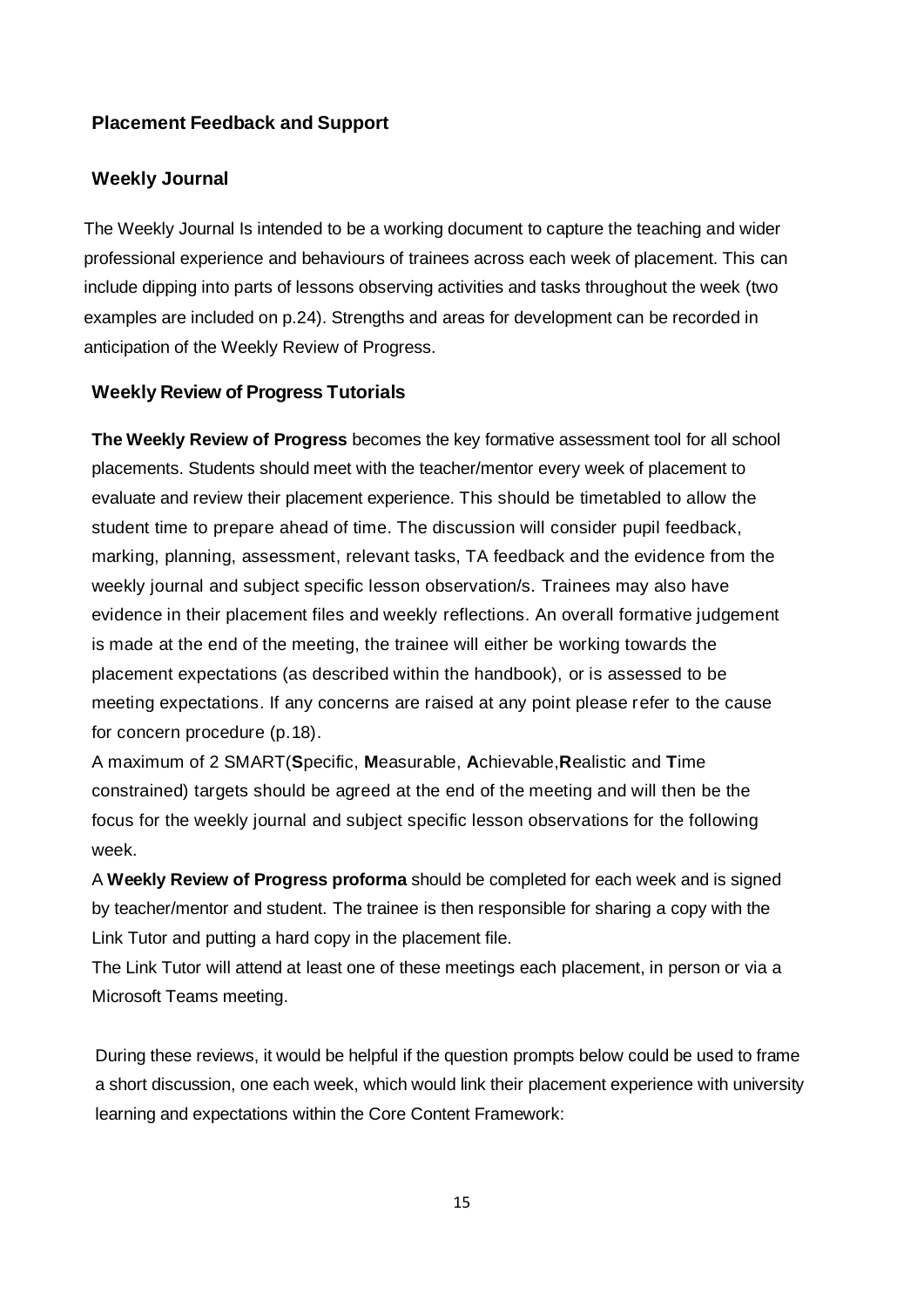## Placement Feedback and Support

### Weekly Journal

The Weekly Journal Is intended to be a working document to capture the teaching and wider professional experience and behaviours of trainees across each week of placement. This can include dipping into parts of lessons observing activities and tasks throughout the week (two examples are included on p.24). Strengths and areas for development can be recorded in anticipation of the Weekly Review of Progress.

### Weekly Review of Progress Tutorials

**The Weekly Review of Progress** becomes the key formative assessment tool for all school placements. Students should meet with the teacher/mentor every week of placement to evaluate and review their placement experience. This should be timetabled to allow the student time to prepare ahead of time. The discussion will consider pupil feedback, marking, planning, assessment, relevant tasks, TA feedback and the evidence from the weekly journal and subject specific lesson observation/s. Trainees may also have evidence in their placement files and weekly reflections. An overall formative judgement is made at the end of the meeting, the trainee will either be working towards the placement expectations (as described within the handbook), or is assessed to be meeting expectations. If any concerns are raised at any point please refer to the cause for concern procedure (p.18).

A maximum of 2 SMART(**S**pecific, **M**easurable, **A**chievable,**R**ealistic and **T**ime constrained) targets should be agreed at the end of the meeting and will then be the focus for the weekly journal and subject specific lesson observations for the following week.

A **Weekly Review of Progress proforma** should be completed for each week and is signed by teacher/mentor and student. The trainee is then responsible for sharing a copy with the Link Tutor and putting a hard copy in the placement file.

The Link Tutor will attend at least one of these meetings each placement, in person or via a Microsoft Teams meeting.

During these reviews, it would be helpful if the question prompts below could be used to frame a short discussion, one each week, which would link their placement experience with university learning and expectations within the Core Content Framework: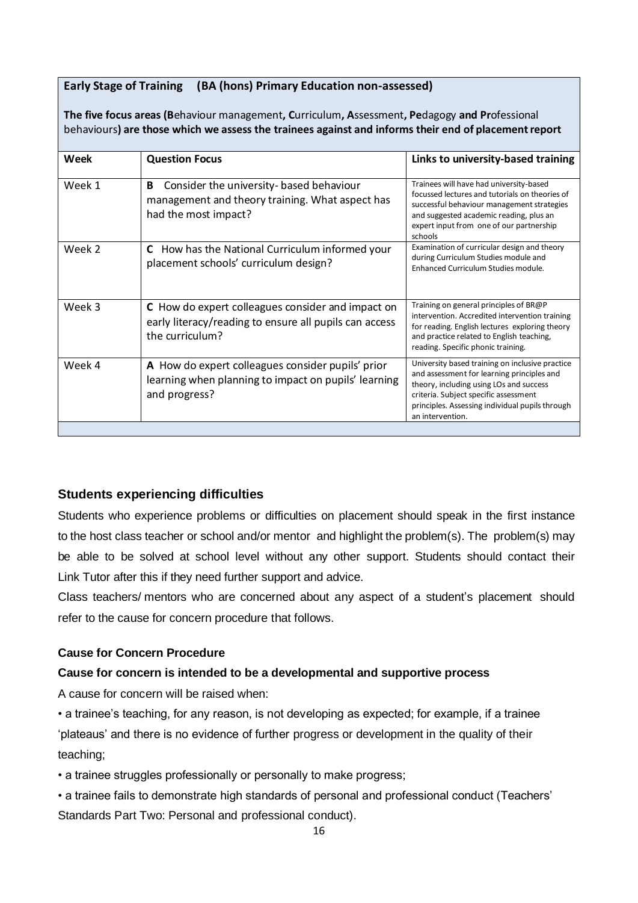**Early Stage of Training (BA (hons) Primary Education non-assessed)**

**The five focus areas (B**ehaviour management**, C**urriculum**, A**ssessment**, Pe**dagogy **and Pr**ofessional behaviours**) are those which we assess the trainees against and informs their end of placement report**

| Week | Question Focus | Links to university-based training |
| --- | --- | --- |
| Week 1 | **B** Consider the university- based behaviour management and theory training. What aspect has had the most impact? | Trainees will have had university-based focussed lectures and tutorials on theories of successful behaviour management strategies and suggested academic reading, plus an expert input from one of our partnership schools |
| Week 2 | **C** How has the National Curriculum informed your placement schools' curriculum design? | Examination of curricular design and theory during Curriculum Studies module and Enhanced Curriculum Studies module. |
| Week 3 | **C** How do expert colleagues consider and impact on early literacy/reading to ensure all pupils can access the curriculum? | Training on general principles of BR@P intervention. Accredited intervention training for reading. English lectures exploring theory and practice related to English teaching, reading. Specific phonic training. |
| Week 4 | **A** How do expert colleagues consider pupils' prior learning when planning to impact on pupils' learning and progress? | University based training on inclusive practice and assessment for learning principles and theory, including using LOs and success criteria. Subject specific assessment principles. Assessing individual pupils through an intervention. |

## Students experiencing difficulties

Students who experience problems or difficulties on placement should speak in the first instance to the host class teacher or school and/or mentor and highlight the problem(s). The problem(s) may be able to be solved at school level without any other support. Students should contact their Link Tutor after this if they need further support and advice.

Class teachers/ mentors who are concerned about any aspect of a student's placement should refer to the cause for concern procedure that follows.

### Cause for Concern Procedure

**Cause for concern is intended to be a developmental and supportive process**

A cause for concern will be raised when:

• a trainee's teaching, for any reason, is not developing as expected; for example, if a trainee 'plateaus' and there is no evidence of further progress or development in the quality of their teaching;

• a trainee struggles professionally or personally to make progress;

• a trainee fails to demonstrate high standards of personal and professional conduct (Teachers' Standards Part Two: Personal and professional conduct).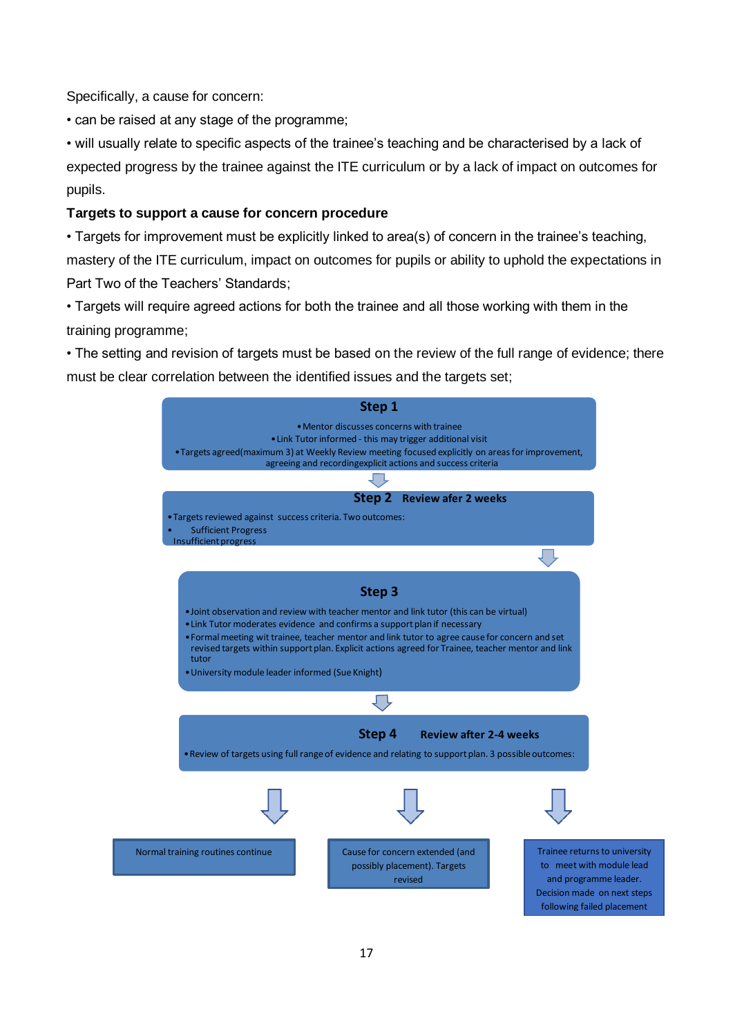Specifically, a cause for concern:

- can be raised at any stage of the programme;
- will usually relate to specific aspects of the trainee's teaching and be characterised by a lack of expected progress by the trainee against the ITE curriculum or by a lack of impact on outcomes for pupils.

**Targets to support a cause for concern procedure**

- Targets for improvement must be explicitly linked to area(s) of concern in the trainee's teaching, mastery of the ITE curriculum, impact on outcomes for pupils or ability to uphold the expectations in Part Two of the Teachers' Standards;
- Targets will require agreed actions for both the trainee and all those working with them in the training programme;
- The setting and revision of targets must be based on the review of the full range of evidence; there must be clear correlation between the identified issues and the targets set;

**Step 1**

- Mentor discusses concerns with trainee
- Link Tutor informed - this may trigger additional visit
- Targets agreed(maximum 3) at Weekly Review meeting focused explicitly on areas for improvement, agreeing and recordingexplicit actions and success criteria

**Step 2 Review afer 2 weeks**

- Targets reviewed against success criteria. Two outcomes:
- Sufficient Progress
- Insufficient progress

**Step 3**

- Joint observation and review with teacher mentor and link tutor (this can be virtual)
- Link Tutor moderates evidence and confirms a support plan if necessary
- Formal meeting wit trainee, teacher mentor and link tutor to agree cause for concern and set revised targets within support plan. Explicit actions agreed for Trainee, teacher mentor and link tutor
- University module leader informed (Sue Knight)

**Step 4 Review after 2-4 weeks**

- Review of targets using full range of evidence and relating to support plan. 3 possible outcomes:

1. Normal training routines continue
2. Cause for concern extended (and possibly placement). Targets revised
3. Trainee returns to university to meet with module lead and programme leader. Decision made on next steps following failed placement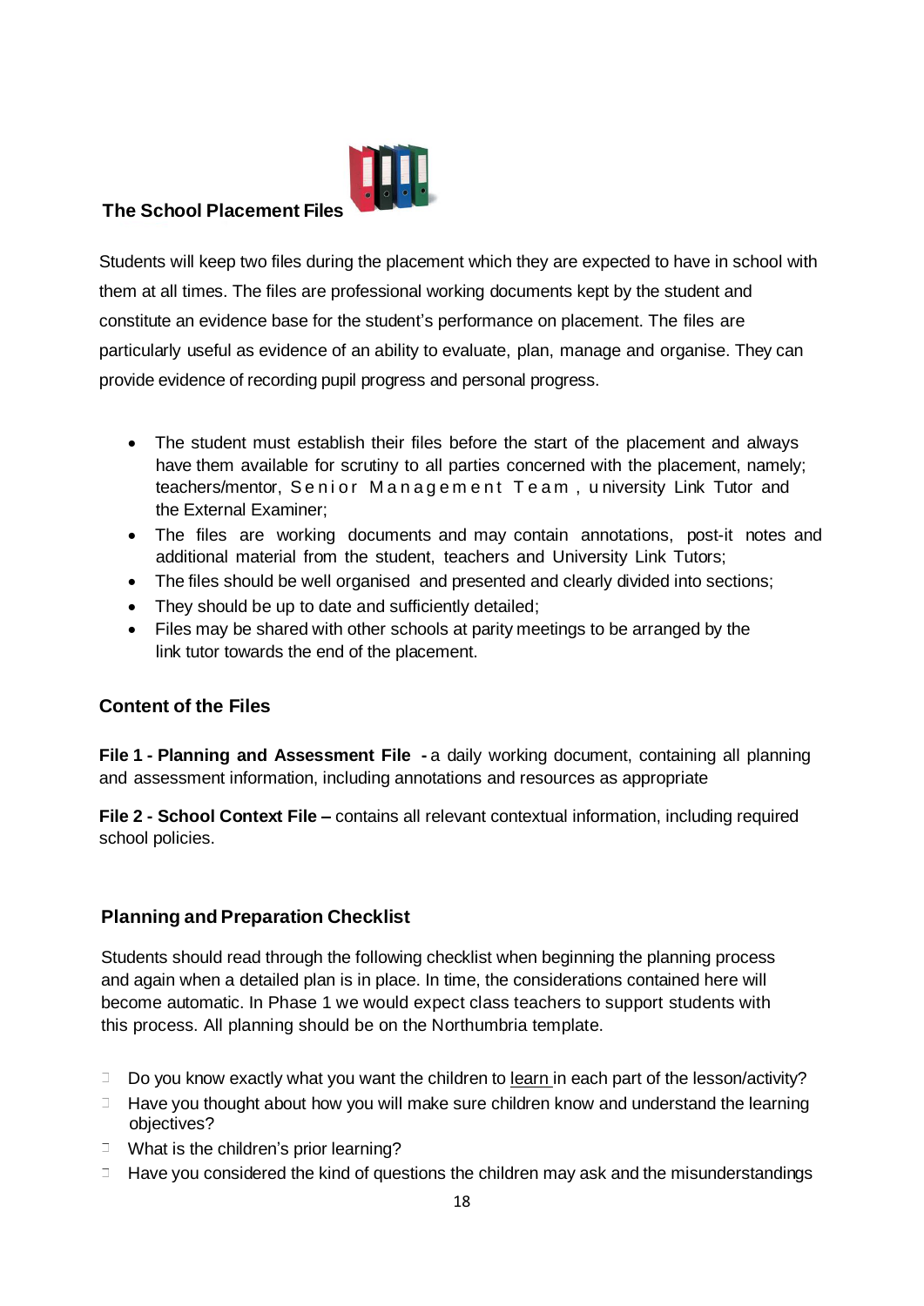## The School Placement Files

Students will keep two files during the placement which they are expected to have in school with them at all times. The files are professional working documents kept by the student and constitute an evidence base for the student's performance on placement. The files are particularly useful as evidence of an ability to evaluate, plan, manage and organise. They can provide evidence of recording pupil progress and personal progress.

- The student must establish their files before the start of the placement and always have them available for scrutiny to all parties concerned with the placement, namely; teachers/mentor, Senior Management Team, university Link Tutor and the External Examiner;
- The files are working documents and may contain annotations, post-it notes and additional material from the student, teachers and University Link Tutors;
- The files should be well organised and presented and clearly divided into sections;
- They should be up to date and sufficiently detailed;
- Files may be shared with other schools at parity meetings to be arranged by the link tutor towards the end of the placement.

### Content of the Files

**File 1 - Planning and Assessment File -** a daily working document, containing all planning and assessment information, including annotations and resources as appropriate

**File 2 - School Context File –** contains all relevant contextual information, including required school policies.

### Planning and Preparation Checklist

Students should read through the following checklist when beginning the planning process and again when a detailed plan is in place. In time, the considerations contained here will become automatic. In Phase 1 we would expect class teachers to support students with this process. All planning should be on the Northumbria template.

- Do you know exactly what you want the children to learn in each part of the lesson/activity?
- Have you thought about how you will make sure children know and understand the learning objectives?
- What is the children's prior learning?
- Have you considered the kind of questions the children may ask and the misunderstandings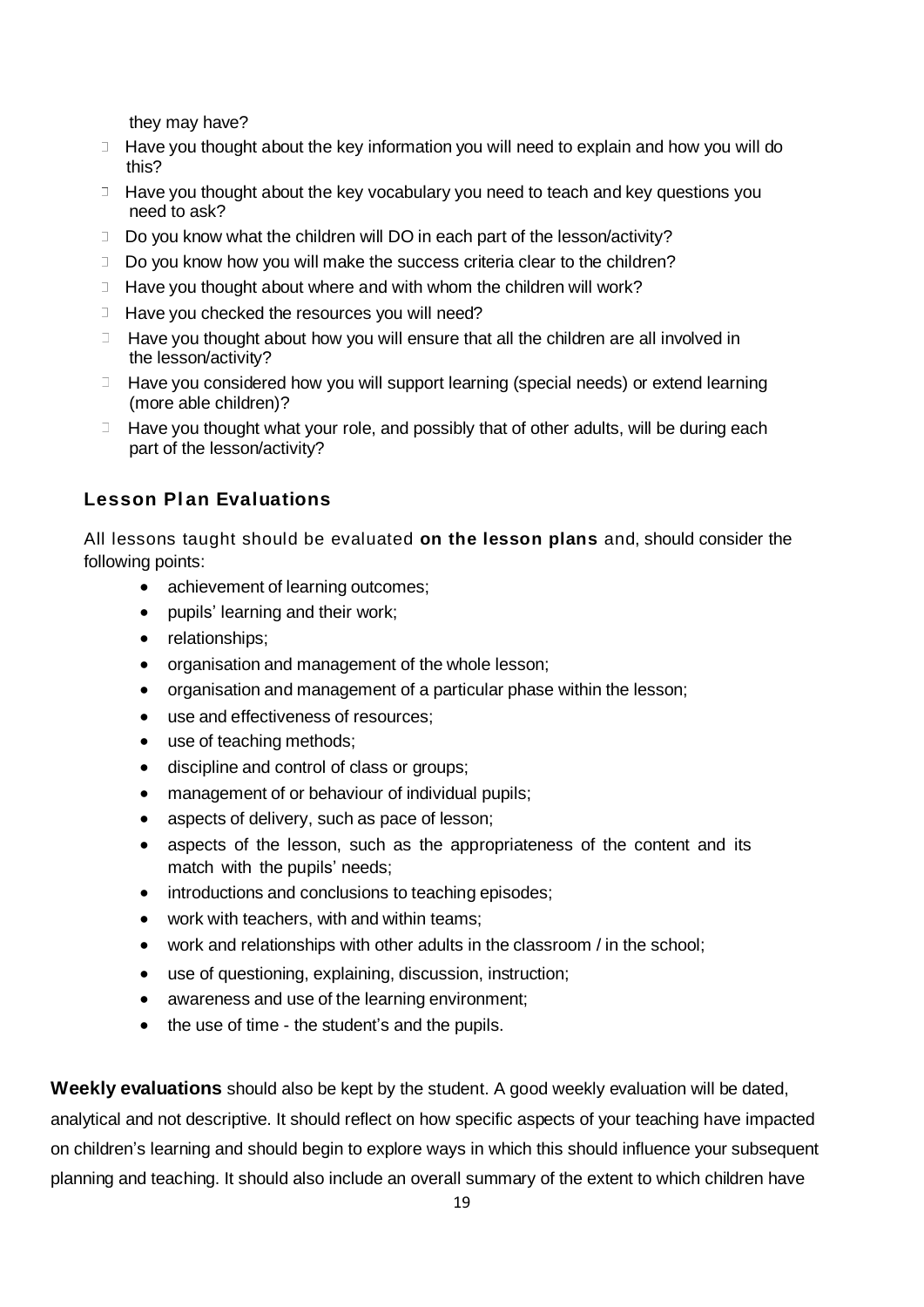they may have?

- Have you thought about the key information you will need to explain and how you will do this?
- Have you thought about the key vocabulary you need to teach and key questions you need to ask?
- Do you know what the children will DO in each part of the lesson/activity?
- Do you know how you will make the success criteria clear to the children?
- Have you thought about where and with whom the children will work?
- Have you checked the resources you will need?
- Have you thought about how you will ensure that all the children are all involved in the lesson/activity?
- Have you considered how you will support learning (special needs) or extend learning (more able children)?
- Have you thought what your role, and possibly that of other adults, will be during each part of the lesson/activity?

### Lesson Plan Evaluations

All lessons taught should be evaluated **on the lesson plans** and, should consider the following points:

- achievement of learning outcomes;
- pupils' learning and their work;
- relationships;
- organisation and management of the whole lesson;
- organisation and management of a particular phase within the lesson;
- use and effectiveness of resources;
- use of teaching methods;
- discipline and control of class or groups;
- management of or behaviour of individual pupils;
- aspects of delivery, such as pace of lesson;
- aspects of the lesson, such as the appropriateness of the content and its match with the pupils' needs;
- introductions and conclusions to teaching episodes;
- work with teachers, with and within teams;
- work and relationships with other adults in the classroom / in the school;
- use of questioning, explaining, discussion, instruction;
- awareness and use of the learning environment;
- the use of time - the student's and the pupils.

**Weekly evaluations** should also be kept by the student. A good weekly evaluation will be dated, analytical and not descriptive. It should reflect on how specific aspects of your teaching have impacted on children's learning and should begin to explore ways in which this should influence your subsequent planning and teaching. It should also include an overall summary of the extent to which children have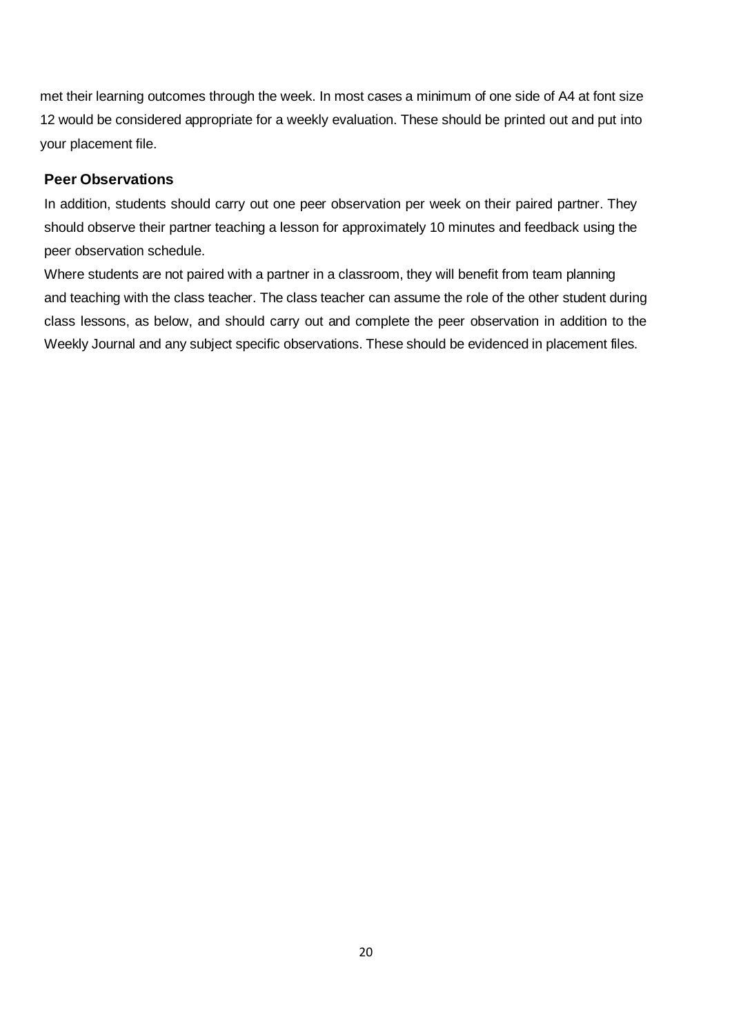met their learning outcomes through the week. In most cases a minimum of one side of A4 at font size 12 would be considered appropriate for a weekly evaluation. These should be printed out and put into your placement file.

**Peer Observations**

In addition, students should carry out one peer observation per week on their paired partner. They should observe their partner teaching a lesson for approximately 10 minutes and feedback using the peer observation schedule.

Where students are not paired with a partner in a classroom, they will benefit from team planning and teaching with the class teacher. The class teacher can assume the role of the other student during class lessons, as below, and should carry out and complete the peer observation in addition to the Weekly Journal and any subject specific observations. These should be evidenced in placement files.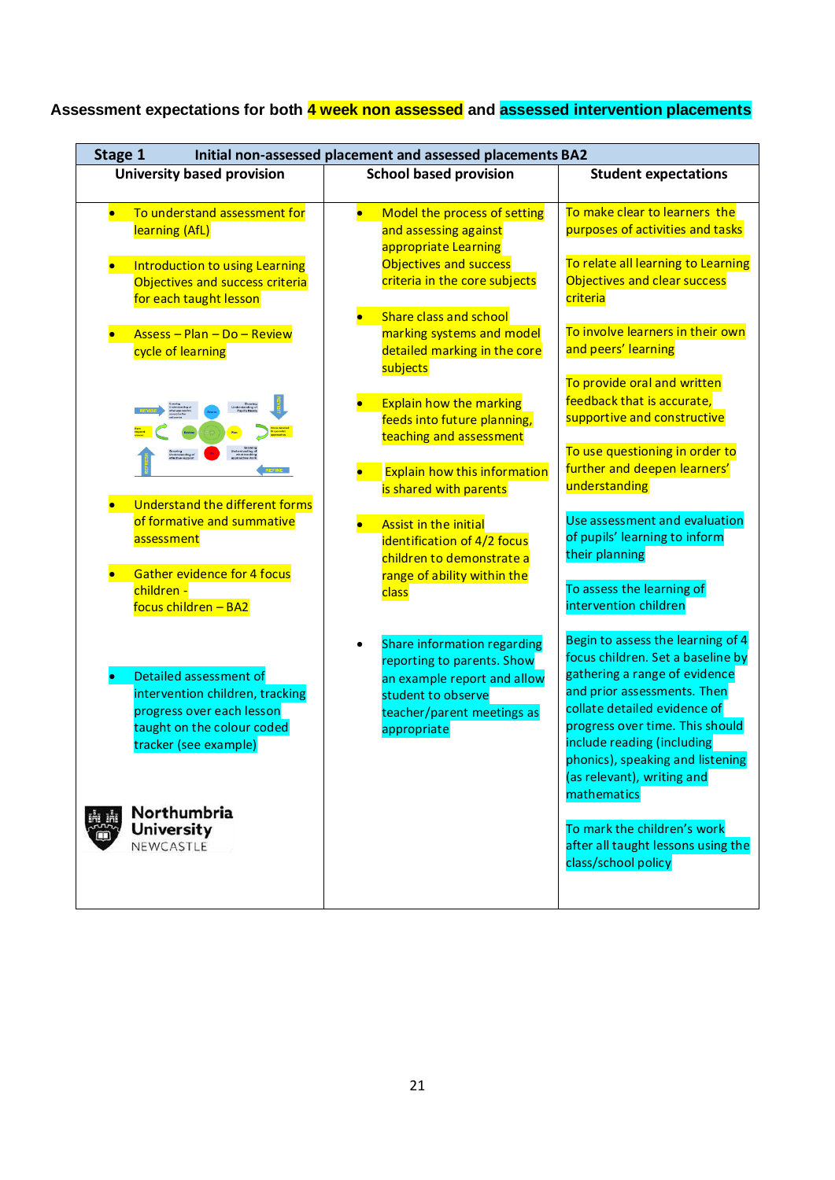**Assessment expectations for both 4 week non assessed and assessed intervention placements**

| Stage 1 Initial non-assessed placement and assessed placements BA2 | | |
|---|---|---|
| **University based provision** | **School based provision** | **Student expectations** |
| • To understand assessment for learning (AfL)<br><br>• Introduction to using Learning Objectives and success criteria for each taught lesson<br><br>• Assess – Plan – Do – Review cycle of learning<br><br>• Understand the different forms of formative and summative assessment<br><br>• Gather evidence for 4 focus children - focus children – BA2<br><br>• Detailed assessment of intervention children, tracking progress over each lesson taught on the colour coded tracker (see example) | • Model the process of setting and assessing against appropriate Learning Objectives and success criteria in the core subjects<br><br>• Share class and school marking systems and model detailed marking in the core subjects<br><br>• Explain how the marking feeds into future planning, teaching and assessment<br><br>• Explain how this information is shared with parents<br><br>• Assist in the initial identification of 4/2 focus children to demonstrate a range of ability within the class<br><br>• Share information regarding reporting to parents. Show an example report and allow student to observe teacher/parent meetings as appropriate | To make clear to learners the purposes of activities and tasks<br><br>To relate all learning to Learning Objectives and clear success criteria<br><br>To involve learners in their own and peers' learning<br><br>To provide oral and written feedback that is accurate, supportive and constructive<br><br>To use questioning in order to further and deepen learners' understanding<br><br>Use assessment and evaluation of pupils' learning to inform their planning<br><br>To assess the learning of intervention children<br><br>Begin to assess the learning of 4 focus children. Set a baseline by gathering a range of evidence and prior assessments. Then collate detailed evidence of progress over time. This should include reading (including phonics), speaking and listening (as relevant), writing and mathematics<br><br>To mark the children's work after all taught lessons using the class/school policy |

Northumbria University NEWCASTLE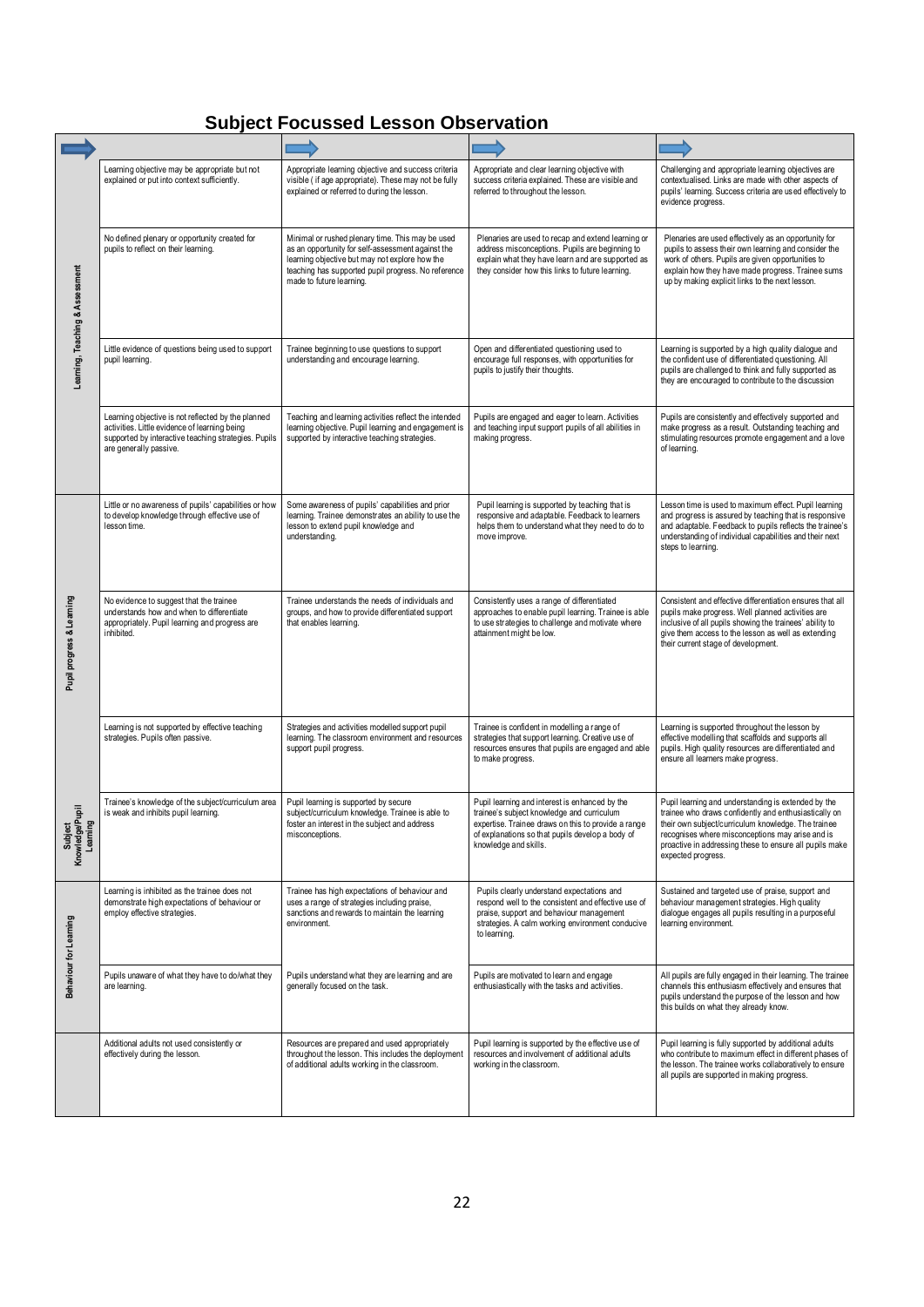## Subject Focussed Lesson Observation

| | ➡ | ➡ | ➡ | ➡ |
|---|---|---|---|---|
| Learning, Teaching & Assessment | Learning objective may be appropriate but not explained or put into context sufficiently. | Appropriate learning objective and success criteria visible ( if age appropriate). These may not be fully explained or referred to during the lesson. | Appropriate and clear learning objective with success criteria explained. These are visible and referred to throughout the lesson. | Challenging and appropriate learning objectives are contextualised. Links are made with other aspects of pupils' learning. Success criteria are used effectively to evidence progress. |
| | No defined plenary or opportunity created for pupils to reflect on their learning. | Minimal or rushed plenary time. This may be used as an opportunity for self-assessment against the learning objective but may not explore how the teaching has supported pupil progress. No reference made to future learning. | Plenaries are used to recap and extend learning or address misconceptions. Pupils are beginning to explain what they have learn and are supported as they consider how this links to future learning. | Plenaries are used effectively as an opportunity for pupils to assess their own learning and consider the work of others. Pupils are given opportunities to explain how they have made progress. Trainee sums up by making explicit links to the next lesson. |
| | Little evidence of questions being used to support pupil learning. | Trainee beginning to use questions to support understanding and encourage learning. | Open and differentiated questioning used to encourage full responses, with opportunities for pupils to justify their thoughts. | Learning is supported by a high quality dialogue and the confident use of differentiated questioning. All pupils are challenged to think and fully supported as they are encouraged to contribute to the discussion |
| | Learning objective is not reflected by the planned activities. Little evidence of learning being supported by interactive teaching strategies. Pupils are generally passive. | Teaching and learning activities reflect the intended learning objective. Pupil learning and engagement is supported by interactive teaching strategies. | Pupils are engaged and eager to learn. Activities and teaching input support pupils of all abilities in making progress. | Pupils are consistently and effectively supported and make progress as a result. Outstanding teaching and stimulating resources promote engagement and a love of learning. |
| Pupil progress & Learning | Little or no awareness of pupils' capabilities or how to develop knowledge through effective use of lesson time. | Some awareness of pupils' capabilities and prior learning. Trainee demonstrates an ability to use the lesson to extend pupil knowledge and understanding. | Pupil learning is supported by teaching that is responsive and adaptable. Feedback to learners helps them to understand what they need to do to move improve. | Lesson time is used to maximum effect. Pupil learning and progress is assured by teaching that is responsive and adaptable. Feedback to pupils reflects the trainee's understanding of individual capabilities and their next steps to learning. |
| | No evidence to suggest that the trainee understands how and when to differentiate appropriately. Pupil learning and progress are inhibited. | Trainee understands the needs of individuals and groups, and how to provide differentiated support that enables learning. | Consistently uses a range of differentiated approaches to enable pupil learning. Trainee is able to use strategies to challenge and motivate where attainment might be low. | Consistent and effective differentiation ensures that all pupils make progress. Well planned activities are inclusive of all pupils showing the trainees' ability to give them access to the lesson as well as extending their current stage of development. |
| | Learning is not supported by effective teaching strategies. Pupils often passive. | Strategies and activities modelled support pupil learning. The classroom environment and resources support pupil progress. | Trainee is confident in modelling a range of strategies that support learning. Creative use of resources ensures that pupils are engaged and able to make progress. | Learning is supported throughout the lesson by effective modelling that scaffolds and supports all pupils. High quality resources are differentiated and ensure all learners make progress. |
| Subject Knowledge/Pupil Learning | Trainee's knowledge of the subject/curriculum area is weak and inhibits pupil learning. | Pupil learning is supported by secure subject/curriculum knowledge. Trainee is able to foster an interest in the subject and address misconceptions. | Pupil learning and interest is enhanced by the trainee's subject knowledge and curriculum expertise. Trainee draws on this to provide a range of explanations so that pupils develop a body of knowledge and skills. | Pupil learning and understanding is extended by the trainee who draws confidently and enthusiastically on their own subject/curriculum knowledge. The trainee recognises where misconceptions may arise and is proactive in addressing these to ensure all pupils make expected progress. |
| Behaviour for Learning | Learning is inhibited as the trainee does not demonstrate high expectations of behaviour or employ effective strategies. | Trainee has high expectations of behaviour and uses a range of strategies including praise, sanctions and rewards to maintain the learning environment. | Pupils clearly understand expectations and respond well to the consistent and effective use of praise, support and behaviour management strategies. A calm working environment conducive to learning. | Sustained and targeted use of praise, support and behaviour management strategies. High quality dialogue engages all pupils resulting in a purposeful learning environment. |
| | Pupils unaware of what they have to do/what they are learning. | Pupils understand what they are learning and are generally focused on the task. | Pupils are motivated to learn and engage enthusiastically with the tasks and activities. | All pupils are fully engaged in their learning. The trainee channels this enthusiasm effectively and ensures that pupils understand the purpose of the lesson and how this builds on what they already know. |
| | Additional adults not used consistently or effectively during the lesson. | Resources are prepared and used appropriately throughout the lesson. This includes the deployment of additional adults working in the classroom. | Pupil learning is supported by the effective use of resources and involvement of additional adults working in the classroom. | Pupil learning is fully supported by additional adults who contribute to maximum effect in different phases of the lesson. The trainee works collaboratively to ensure all pupils are supported in making progress. |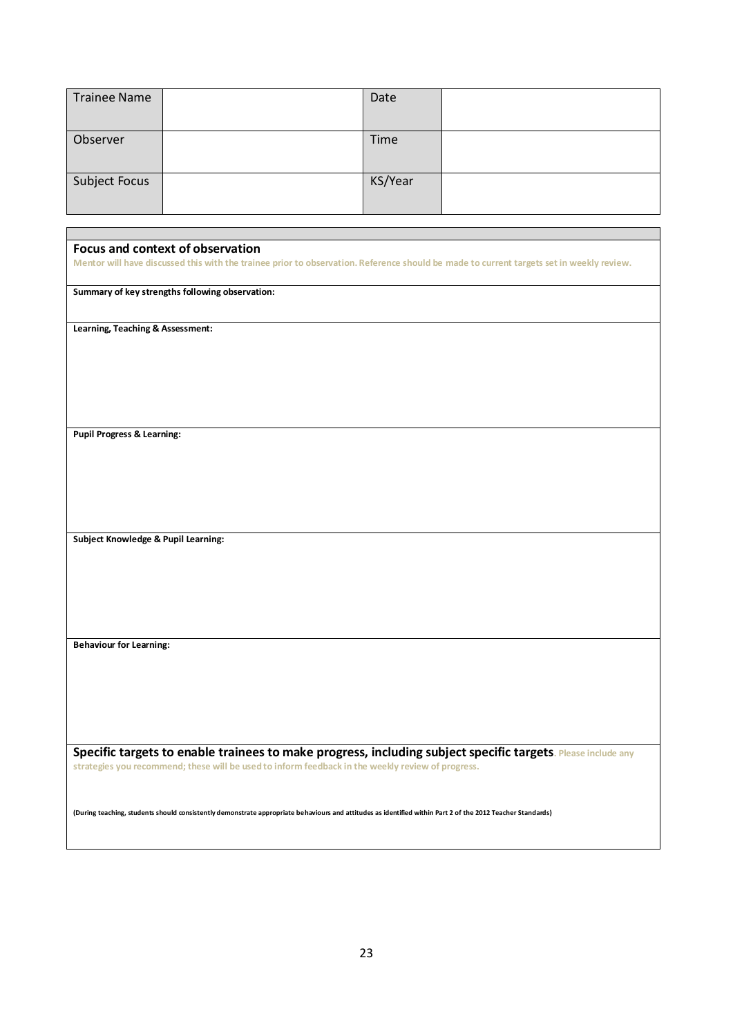| Trainee Name | | Date | |
|---|---|---|---|
| Observer | | Time | |
| Subject Focus | | KS/Year | |

**Focus and context of observation**

Mentor will have discussed this with the trainee prior to observation. Reference should be made to current targets set in weekly review.

**Summary of key strengths following observation:**

**Learning, Teaching & Assessment:**

**Pupil Progress & Learning:**

**Subject Knowledge & Pupil Learning:**

**Behaviour for Learning:**

**Specific targets to enable trainees to make progress, including subject specific targets**. Please include any strategies you recommend; these will be used to inform feedback in the weekly review of progress.

(During teaching, students should consistently demonstrate appropriate behaviours and attitudes as identified within Part 2 of the 2012 Teacher Standards)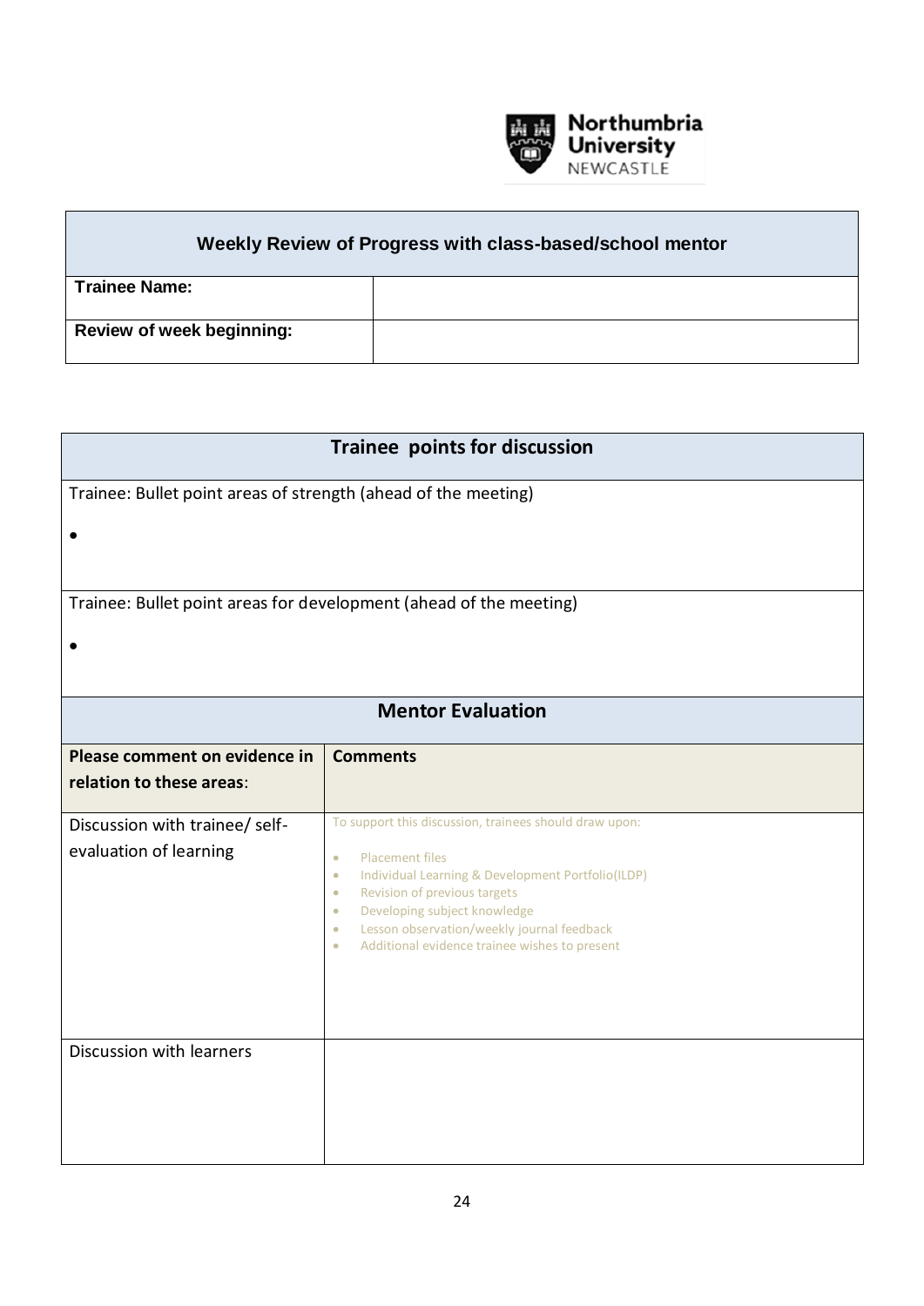Northumbria University NEWCASTLE

| Weekly Review of Progress with class-based/school mentor | |
|---|---|
| **Trainee Name:** | |
| **Review of week beginning:** | |

| **Trainee points for discussion** | |
|---|---|
| Trainee: Bullet point areas of strength (ahead of the meeting)<br><br>• | |
| Trainee: Bullet point areas for development (ahead of the meeting)<br><br>• | |
| **Mentor Evaluation** | |
| **Please comment on evidence in relation to these areas**: | **Comments** |
| Discussion with trainee/ self-evaluation of learning | To support this discussion, trainees should draw upon:<br>• Placement files<br>• Individual Learning & Development Portfolio(ILDP)<br>• Revision of previous targets<br>• Developing subject knowledge<br>• Lesson observation/weekly journal feedback<br>• Additional evidence trainee wishes to present |
| Discussion with learners | |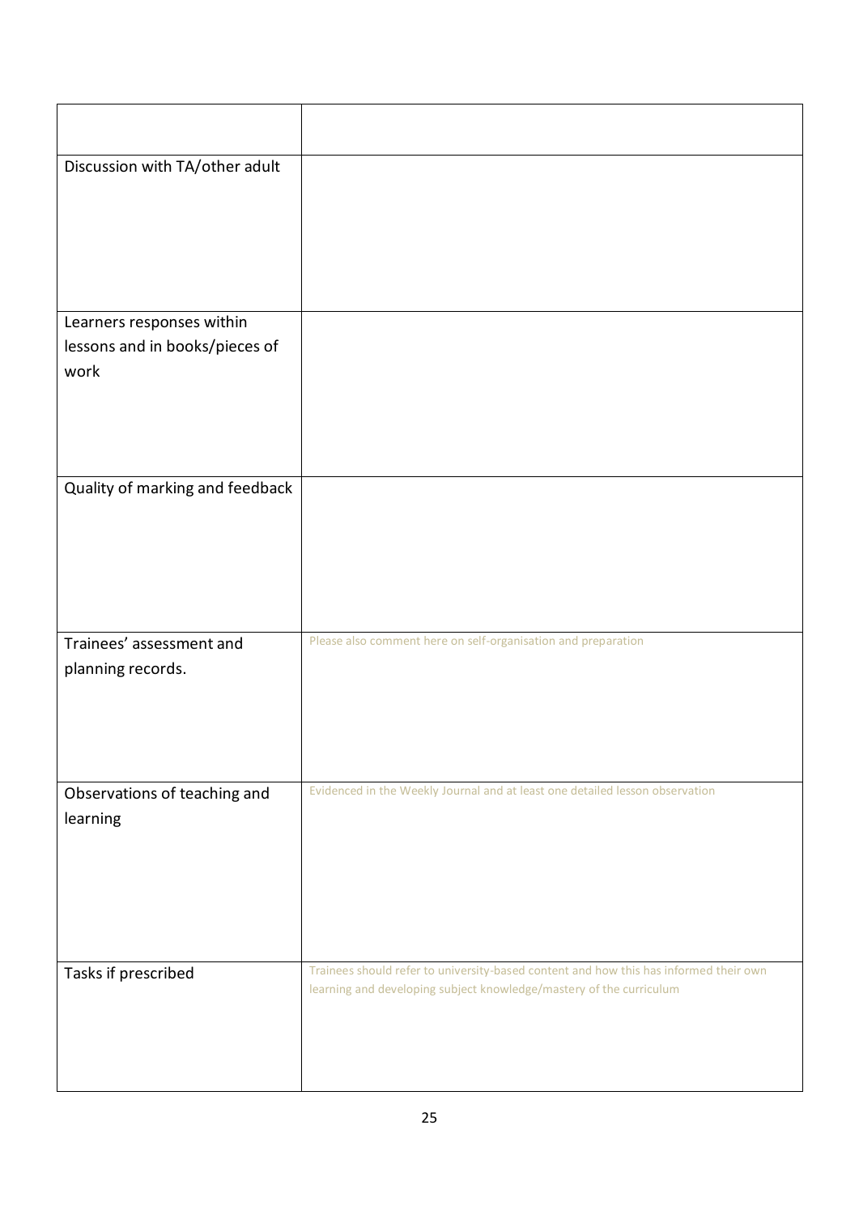| | |
|---|---|
| Discussion with TA/other adult | |
| Learners responses within lessons and in books/pieces of work | |
| Quality of marking and feedback | |
| Trainees' assessment and planning records. | Please also comment here on self-organisation and preparation |
| Observations of teaching and learning | Evidenced in the Weekly Journal and at least one detailed lesson observation |
| Tasks if prescribed | Trainees should refer to university-based content and how this has informed their own learning and developing subject knowledge/mastery of the curriculum |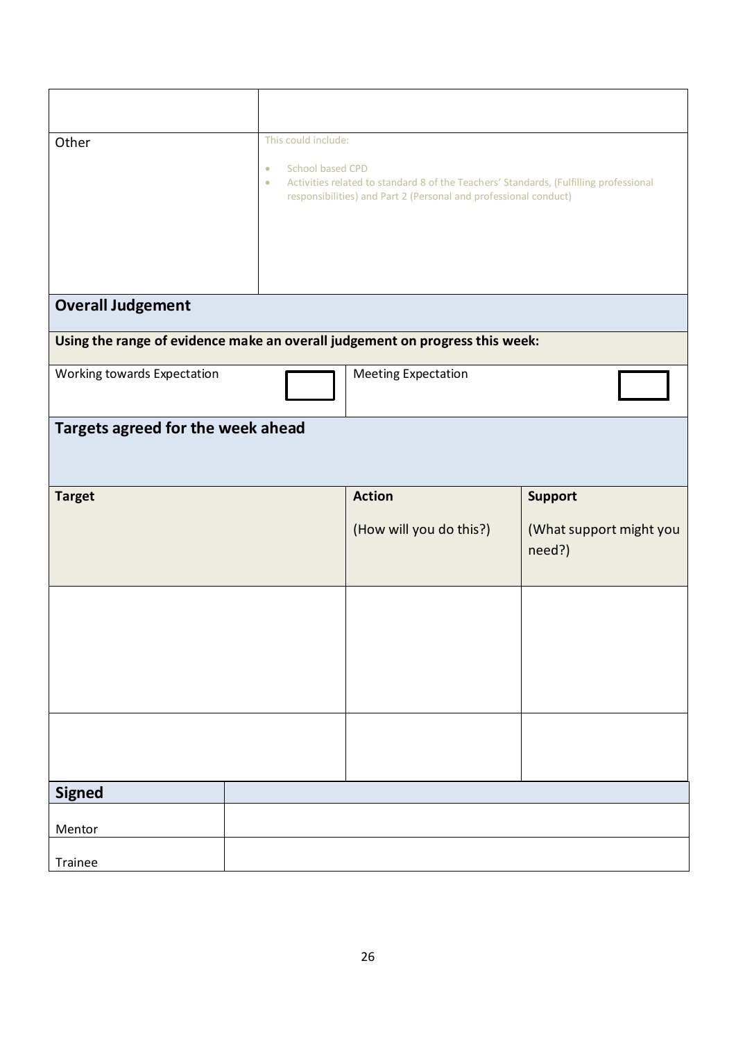| | |
|---|---|
| | |
| Other | This could include:<br>• School based CPD<br>• Activities related to standard 8 of the Teachers' Standards, (Fulfilling professional responsibilities) and Part 2 (Personal and professional conduct) |

## Overall Judgement

**Using the range of evidence make an overall judgement on progress this week:**

| Working towards Expectation | ☐ | Meeting Expectation | ☐ |
|---|---|---|---|

## Targets agreed for the week ahead

| **Target** | **Action**<br>(How will you do this?) | **Support**<br>(What support might you need?) |
|---|---|---|
| | | |
| | | |

| **Signed** | |
|---|---|
| Mentor | |
| Trainee | |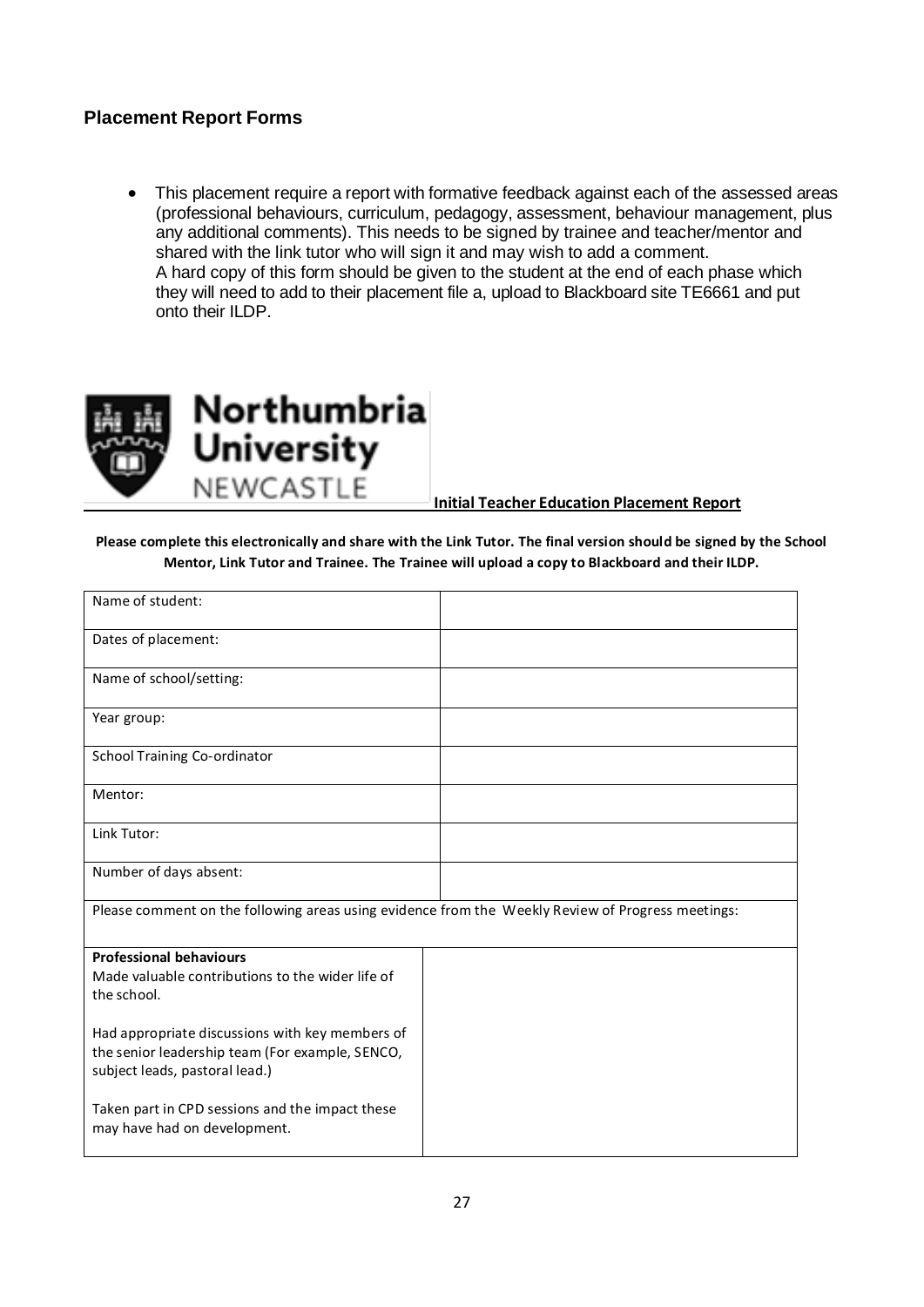## Placement Report Forms

- This placement require a report with formative feedback against each of the assessed areas (professional behaviours, curriculum, pedagogy, assessment, behaviour management, plus any additional comments). This needs to be signed by trainee and teacher/mentor and shared with the link tutor who will sign it and may wish to add a comment.
  A hard copy of this form should be given to the student at the end of each phase which they will need to add to their placement file a, upload to Blackboard site TE6661 and put onto their ILDP.

Northumbria University NEWCASTLE

**Initial Teacher Education Placement Report**

**Please complete this electronically and share with the Link Tutor. The final version should be signed by the School Mentor, Link Tutor and Trainee. The Trainee will upload a copy to Blackboard and their ILDP.**

| | |
|---|---|
| Name of student: | |
| Dates of placement: | |
| Name of school/setting: | |
| Year group: | |
| School Training Co-ordinator | |
| Mentor: | |
| Link Tutor: | |
| Number of days absent: | |
| Please comment on the following areas using evidence from the Weekly Review of Progress meetings: | |
| **Professional behaviours**<br>Made valuable contributions to the wider life of the school.<br><br>Had appropriate discussions with key members of the senior leadership team (For example, SENCO, subject leads, pastoral lead.)<br><br>Taken part in CPD sessions and the impact these may have had on development. | |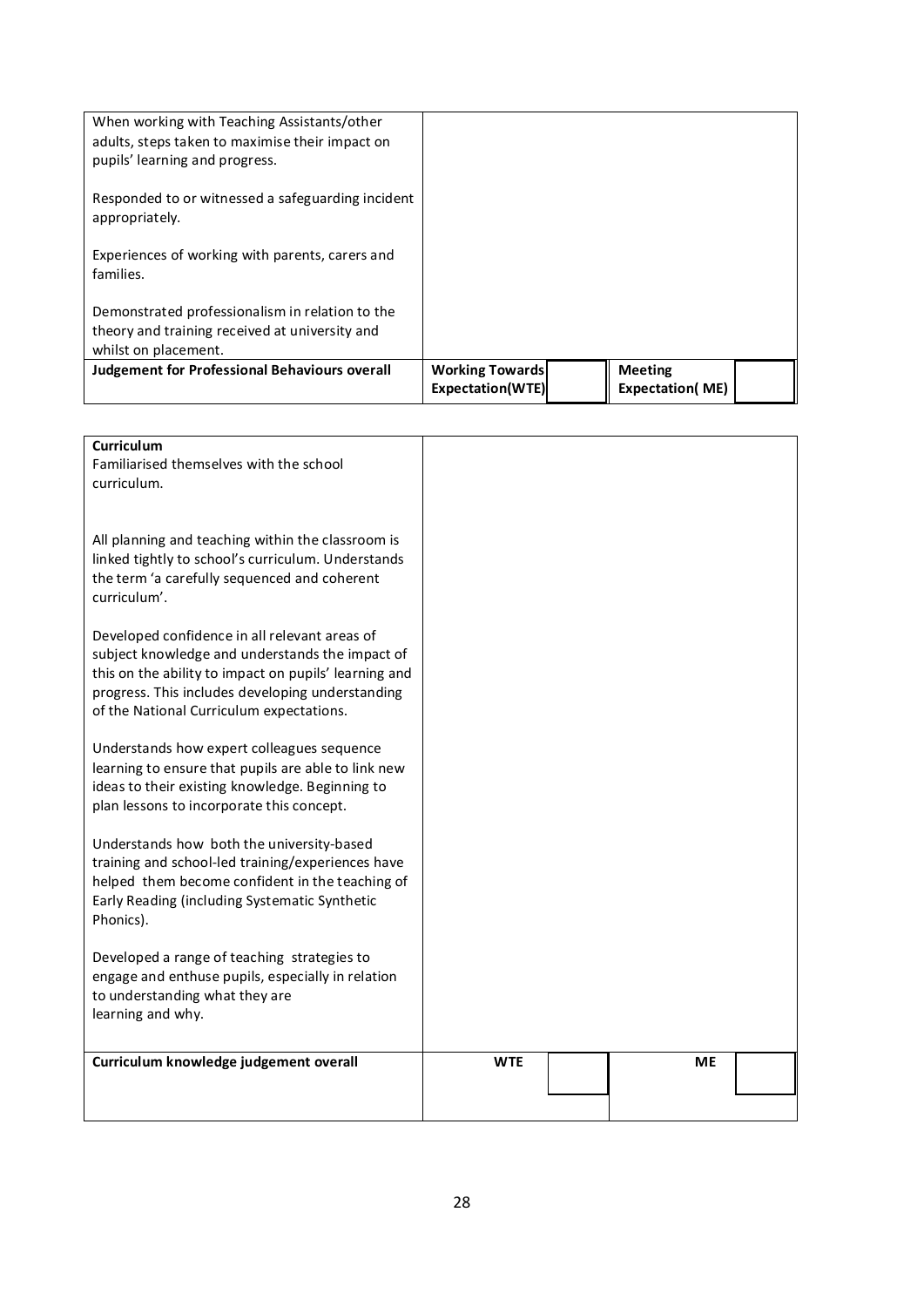| | | | | |
|---|---|---|---|---|
| When working with Teaching Assistants/other adults, steps taken to maximise their impact on pupils' learning and progress.<br><br>Responded to or witnessed a safeguarding incident appropriately.<br><br>Experiences of working with parents, carers and families.<br><br>Demonstrated professionalism in relation to the theory and training received at university and whilst on placement. | | | | |
| **Judgement for Professional Behaviours overall** | **Working Towards Expectation(WTE)** | | **Meeting Expectation( ME)** | |

| | | | | |
|---|---|---|---|---|
| **Curriculum**<br>Familiarised themselves with the school curriculum.<br><br>All planning and teaching within the classroom is linked tightly to school's curriculum. Understands the term 'a carefully sequenced and coherent curriculum'.<br><br>Developed confidence in all relevant areas of subject knowledge and understands the impact of this on the ability to impact on pupils' learning and progress. This includes developing understanding of the National Curriculum expectations.<br><br>Understands how expert colleagues sequence learning to ensure that pupils are able to link new ideas to their existing knowledge. Beginning to plan lessons to incorporate this concept.<br><br>Understands how both the university-based training and school-led training/experiences have helped them become confident in the teaching of Early Reading (including Systematic Synthetic Phonics).<br><br>Developed a range of teaching strategies to engage and enthuse pupils, especially in relation to understanding what they are learning and why. | | | | |
| **Curriculum knowledge judgement overall** | **WTE** | | **ME** | |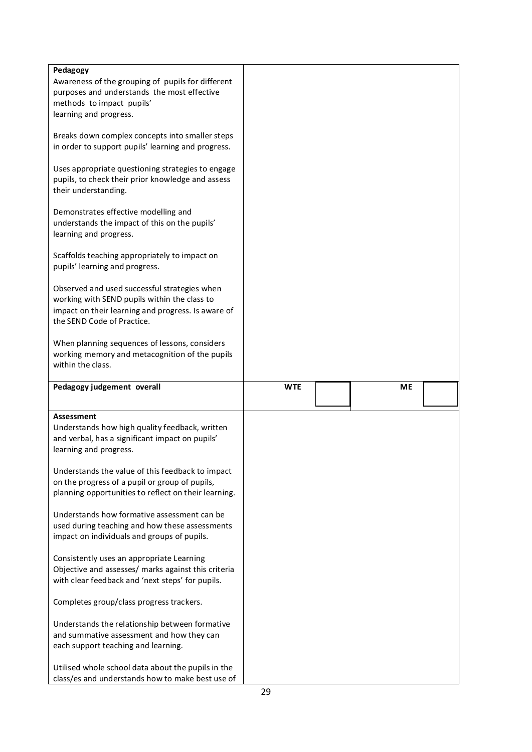| | | | | |
|---|---|---|---|---|
| **Pedagogy**<br>Awareness of the grouping of pupils for different purposes and understands the most effective methods to impact pupils' learning and progress.<br><br>Breaks down complex concepts into smaller steps in order to support pupils' learning and progress.<br><br>Uses appropriate questioning strategies to engage pupils, to check their prior knowledge and assess their understanding.<br><br>Demonstrates effective modelling and understands the impact of this on the pupils' learning and progress.<br><br>Scaffolds teaching appropriately to impact on pupils' learning and progress.<br><br>Observed and used successful strategies when working with SEND pupils within the class to impact on their learning and progress. Is aware of the SEND Code of Practice.<br><br>When planning sequences of lessons, considers working memory and metacognition of the pupils within the class. | | | | |
| **Pedagogy judgement overall** | **WTE** | | **ME** | |
| **Assessment**<br>Understands how high quality feedback, written and verbal, has a significant impact on pupils' learning and progress.<br><br>Understands the value of this feedback to impact on the progress of a pupil or group of pupils, planning opportunities to reflect on their learning.<br><br>Understands how formative assessment can be used during teaching and how these assessments impact on individuals and groups of pupils.<br><br>Consistently uses an appropriate Learning Objective and assesses/ marks against this criteria with clear feedback and 'next steps' for pupils.<br><br>Completes group/class progress trackers.<br><br>Understands the relationship between formative and summative assessment and how they can each support teaching and learning.<br><br>Utilised whole school data about the pupils in the class/es and understands how to make best use of | | | | |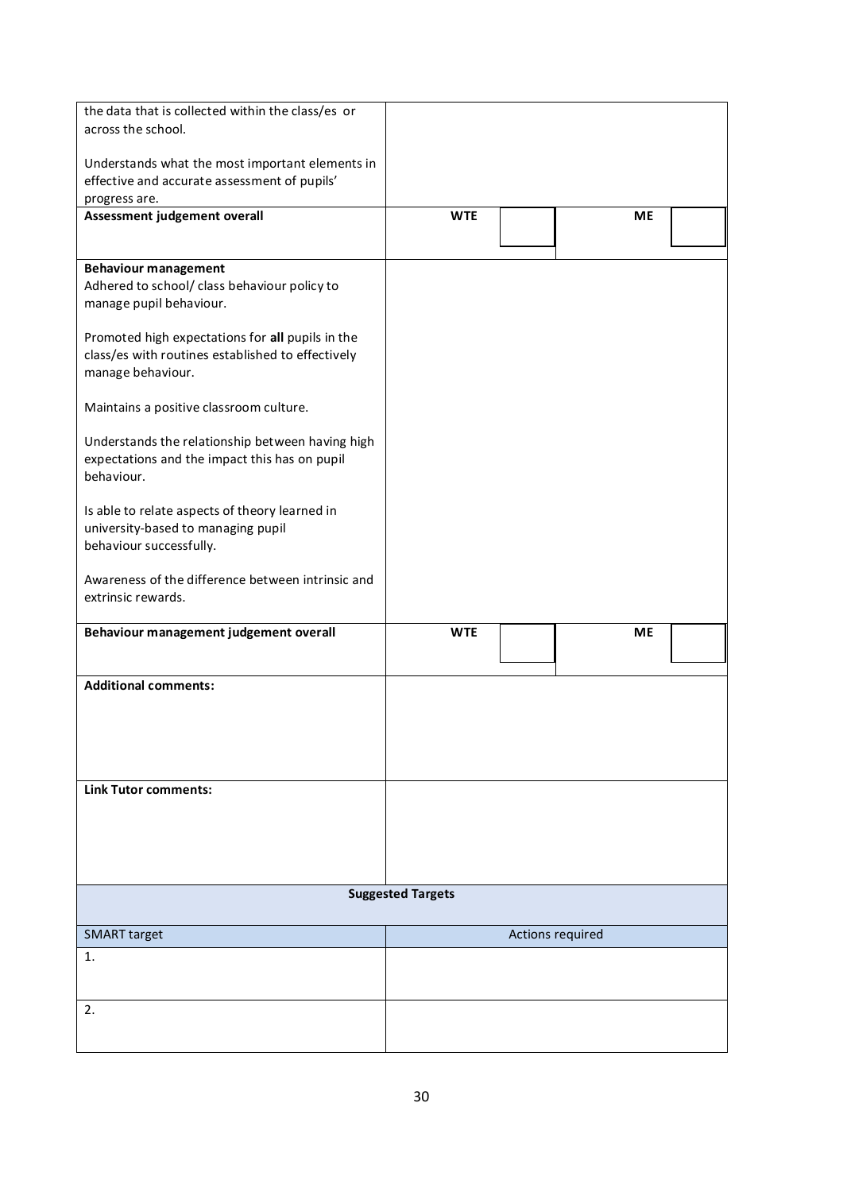| | | | | |
|---|---|---|---|---|
| the data that is collected within the class/es or across the school.<br><br>Understands what the most important elements in effective and accurate assessment of pupils' progress are. | | | | |
| **Assessment judgement overall** | **WTE** | | **ME** | |
| **Behaviour management**<br>Adhered to school/ class behaviour policy to manage pupil behaviour.<br><br>Promoted high expectations for **all** pupils in the class/es with routines established to effectively manage behaviour.<br><br>Maintains a positive classroom culture.<br><br>Understands the relationship between having high expectations and the impact this has on pupil behaviour.<br><br>Is able to relate aspects of theory learned in university-based to managing pupil behaviour successfully.<br><br>Awareness of the difference between intrinsic and extrinsic rewards. | | | | |
| **Behaviour management judgement overall** | **WTE** | | **ME** | |
| **Additional comments:** | | | | |
| **Link Tutor comments:** | | | | |

| **Suggested Targets** | |
|---|---|
| SMART target | Actions required |
| 1. | |
| 2. | |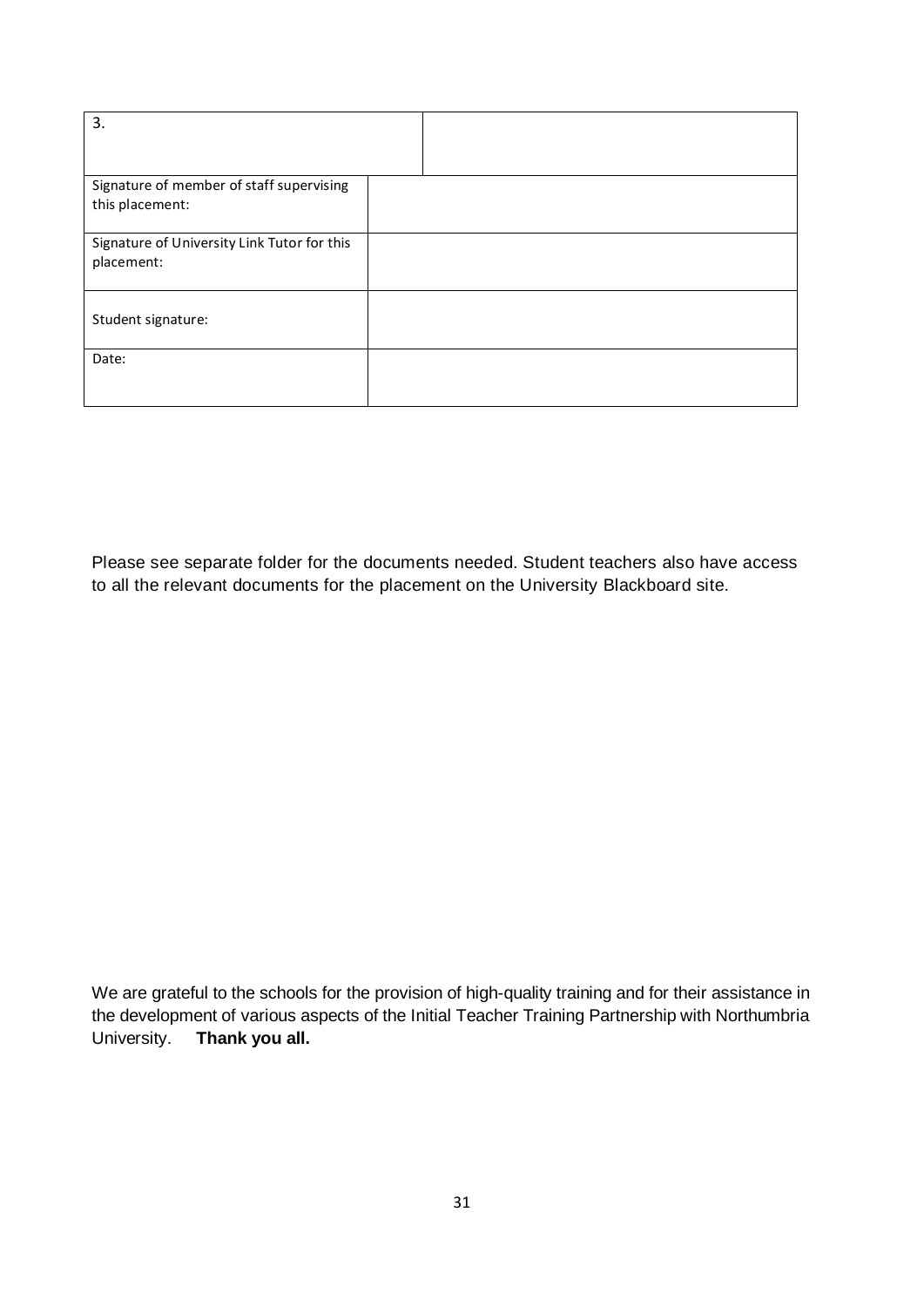| | |
|---|---|
| 3. | |
| Signature of member of staff supervising this placement: | |
| Signature of University Link Tutor for this placement: | |
| Student signature: | |
| Date: | |

Please see separate folder for the documents needed. Student teachers also have access to all the relevant documents for the placement on the University Blackboard site.

We are grateful to the schools for the provision of high-quality training and for their assistance in the development of various aspects of the Initial Teacher Training Partnership with Northumbria University. **Thank you all.**